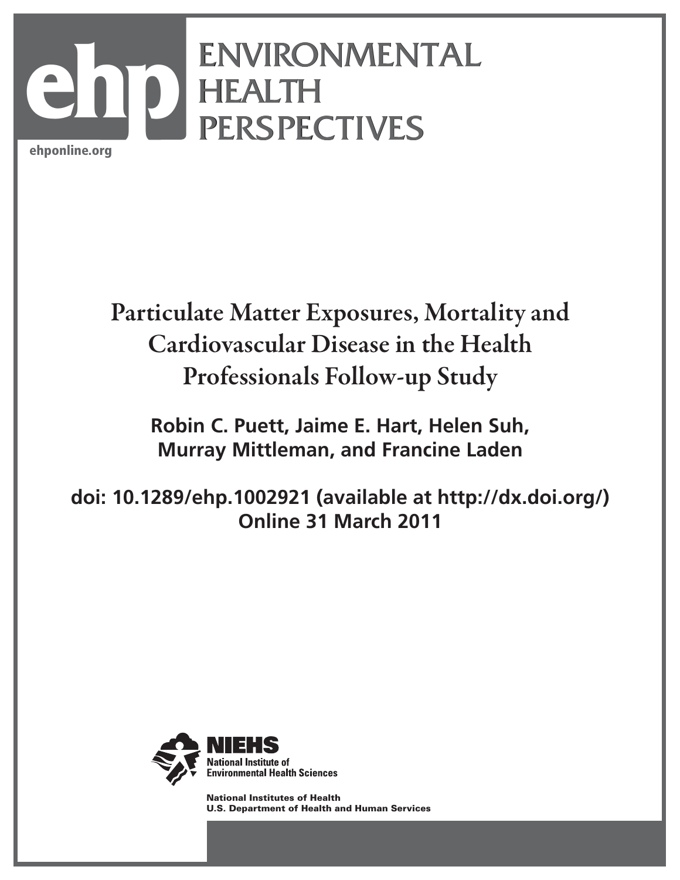ehponline.org

# ENVIRONMENTAL HEALTH PERSPECTIVES

# Particulate Matter Exposures, Mortality and Cardiovascular Disease in the Health Professionals Follow-up Study

**Robin C. Puett, Jaime E. Hart, Helen Suh, Murray Mittleman, and Francine Laden**

**doi: 10.1289/ehp.1002921 (available at http://dx.doi.org/) Online 31 March 2011**

NIEHS
National Institute of Environmental Health Sciences

National Institutes of Health
U.S. Department of Health and Human Services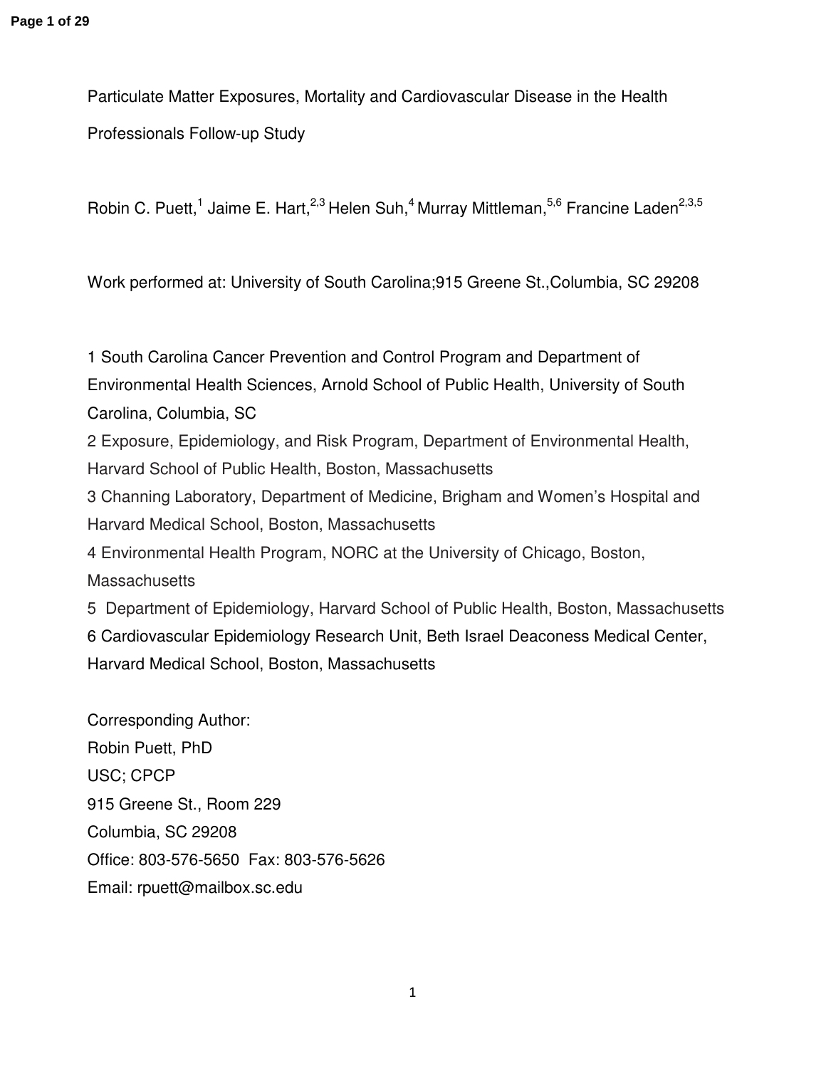Particulate Matter Exposures, Mortality and Cardiovascular Disease in the Health Professionals Follow-up Study

Robin C. Puett,[1] Jaime E. Hart,[2,3] Helen Suh,[4] Murray Mittleman,[5,6] Francine Laden[2,3,5]

Work performed at: University of South Carolina;915 Greene St.,Columbia, SC 29208

1 South Carolina Cancer Prevention and Control Program and Department of Environmental Health Sciences, Arnold School of Public Health, University of South Carolina, Columbia, SC

2 Exposure, Epidemiology, and Risk Program, Department of Environmental Health, Harvard School of Public Health, Boston, Massachusetts

3 Channing Laboratory, Department of Medicine, Brigham and Women's Hospital and Harvard Medical School, Boston, Massachusetts

4 Environmental Health Program, NORC at the University of Chicago, Boston, Massachusetts

5 Department of Epidemiology, Harvard School of Public Health, Boston, Massachusetts

6 Cardiovascular Epidemiology Research Unit, Beth Israel Deaconess Medical Center, Harvard Medical School, Boston, Massachusetts

Corresponding Author:
Robin Puett, PhD
USC; CPCP
915 Greene St., Room 229
Columbia, SC 29208
Office: 803-576-5650 Fax: 803-576-5626
Email: rpuett@mailbox.sc.edu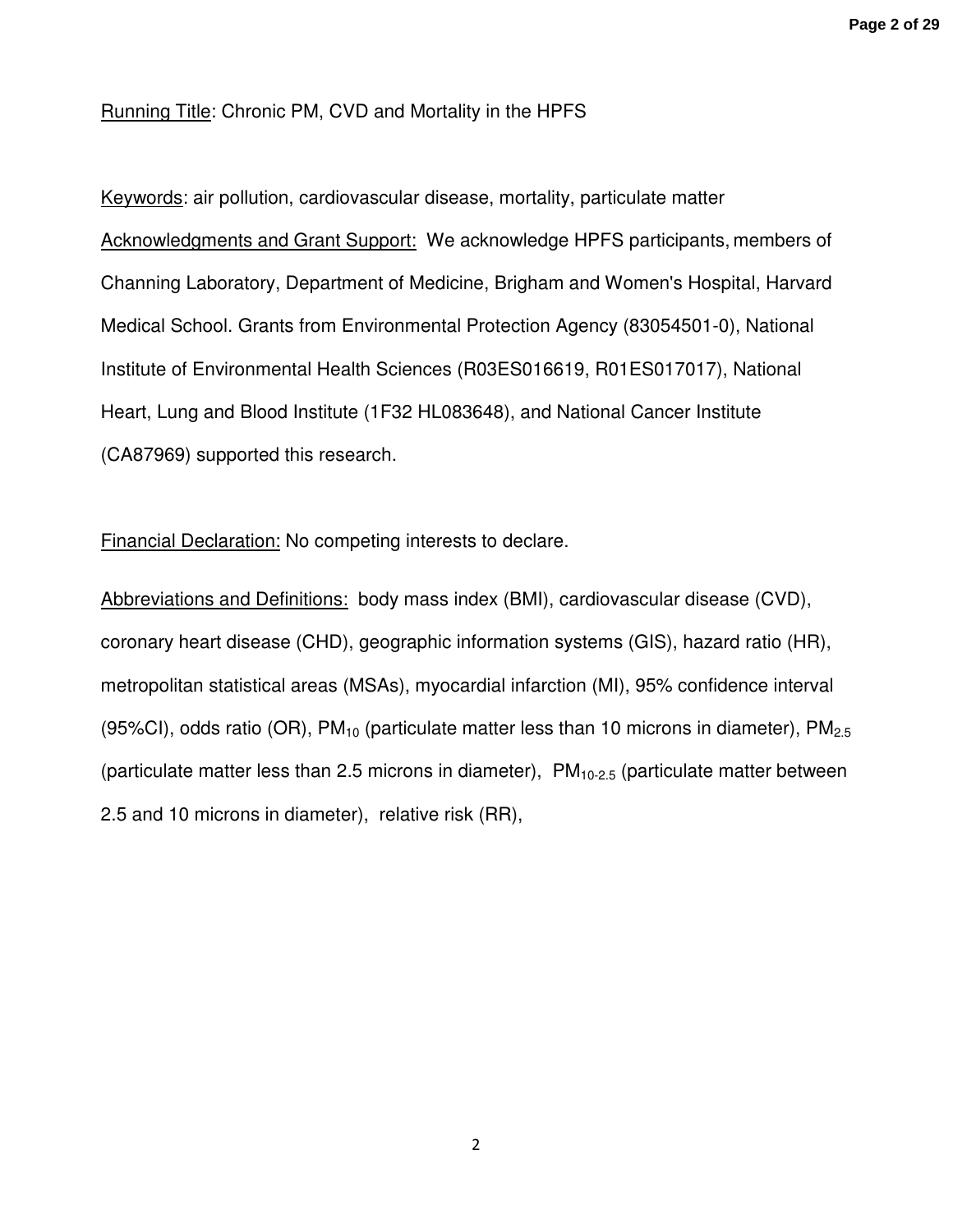Running Title: Chronic PM, CVD and Mortality in the HPFS

Keywords: air pollution, cardiovascular disease, mortality, particulate matter

Acknowledgments and Grant Support: We acknowledge HPFS participants, members of Channing Laboratory, Department of Medicine, Brigham and Women's Hospital, Harvard Medical School. Grants from Environmental Protection Agency (83054501-0), National Institute of Environmental Health Sciences (R03ES016619, R01ES017017), National Heart, Lung and Blood Institute (1F32 HL083648), and National Cancer Institute (CA87969) supported this research.

Financial Declaration: No competing interests to declare.

Abbreviations and Definitions: body mass index (BMI), cardiovascular disease (CVD), coronary heart disease (CHD), geographic information systems (GIS), hazard ratio (HR), metropolitan statistical areas (MSAs), myocardial infarction (MI), 95% confidence interval (95%CI), odds ratio (OR), $PM_{10}$ (particulate matter less than 10 microns in diameter), $PM_{2.5}$ (particulate matter less than 2.5 microns in diameter), $PM_{10-2.5}$ (particulate matter between 2.5 and 10 microns in diameter), relative risk (RR),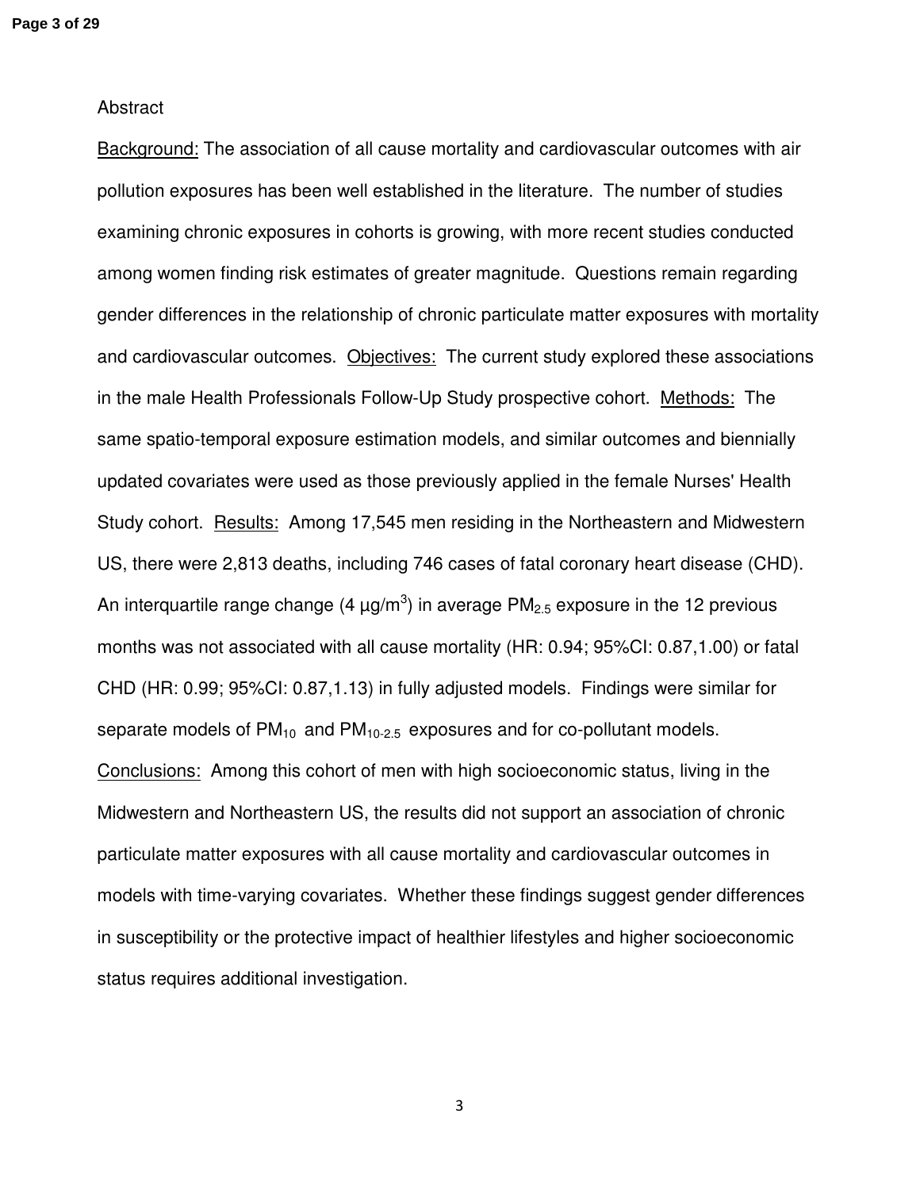Abstract

Background: The association of all cause mortality and cardiovascular outcomes with air pollution exposures has been well established in the literature. The number of studies examining chronic exposures in cohorts is growing, with more recent studies conducted among women finding risk estimates of greater magnitude. Questions remain regarding gender differences in the relationship of chronic particulate matter exposures with mortality and cardiovascular outcomes. Objectives: The current study explored these associations in the male Health Professionals Follow-Up Study prospective cohort. Methods: The same spatio-temporal exposure estimation models, and similar outcomes and biennially updated covariates were used as those previously applied in the female Nurses' Health Study cohort. Results: Among 17,545 men residing in the Northeastern and Midwestern US, there were 2,813 deaths, including 746 cases of fatal coronary heart disease (CHD). An interquartile range change (4 $\mu g/m^3$) in average $PM_{2.5}$ exposure in the 12 previous months was not associated with all cause mortality (HR: 0.94; 95%CI: 0.87,1.00) or fatal CHD (HR: 0.99; 95%CI: 0.87,1.13) in fully adjusted models. Findings were similar for separate models of $PM_{10}$ and $PM_{10-2.5}$ exposures and for co-pollutant models.
Conclusions: Among this cohort of men with high socioeconomic status, living in the Midwestern and Northeastern US, the results did not support an association of chronic particulate matter exposures with all cause mortality and cardiovascular outcomes in models with time-varying covariates. Whether these findings suggest gender differences in susceptibility or the protective impact of healthier lifestyles and higher socioeconomic status requires additional investigation.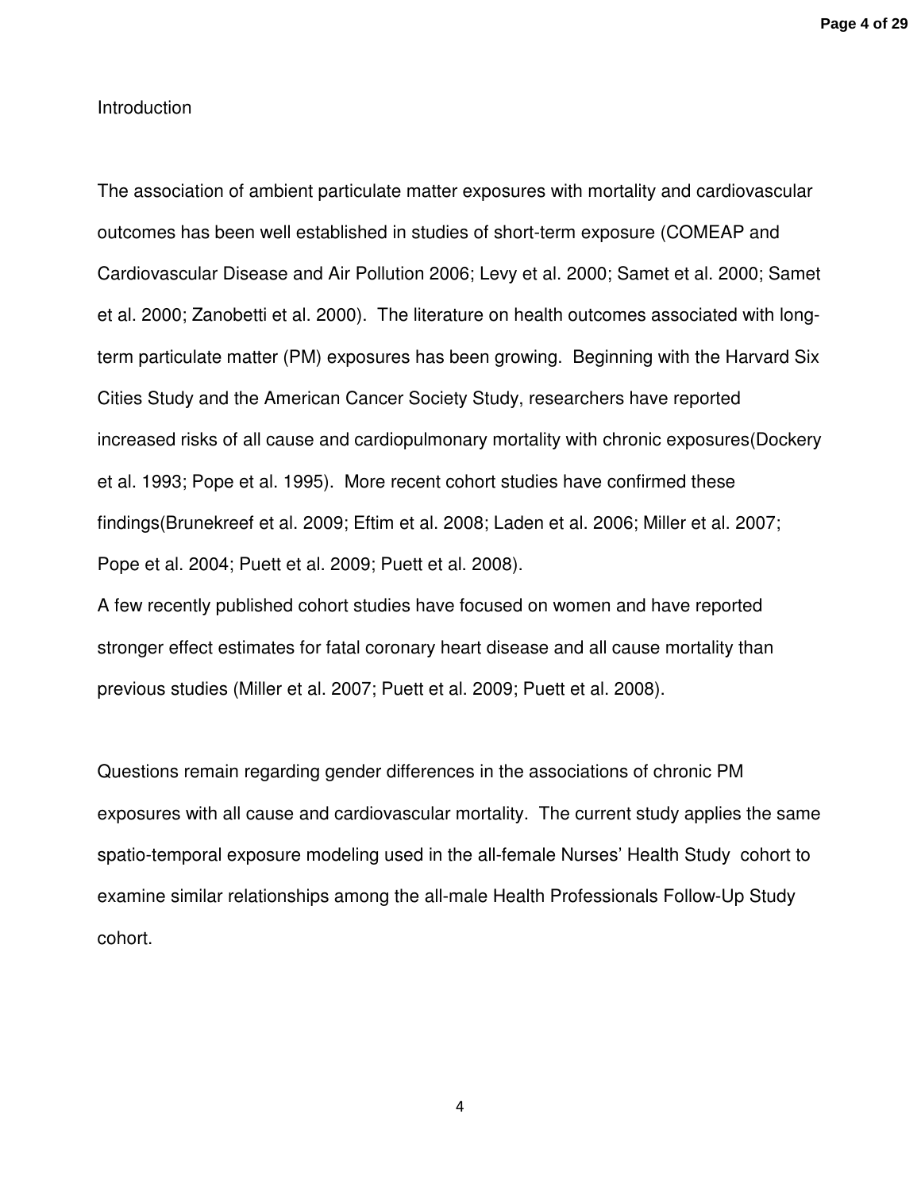## Introduction

The association of ambient particulate matter exposures with mortality and cardiovascular outcomes has been well established in studies of short-term exposure (COMEAP and Cardiovascular Disease and Air Pollution 2006; Levy et al. 2000; Samet et al. 2000; Samet et al. 2000; Zanobetti et al. 2000). The literature on health outcomes associated with long-term particulate matter (PM) exposures has been growing. Beginning with the Harvard Six Cities Study and the American Cancer Society Study, researchers have reported increased risks of all cause and cardiopulmonary mortality with chronic exposures(Dockery et al. 1993; Pope et al. 1995). More recent cohort studies have confirmed these findings(Brunekreef et al. 2009; Eftim et al. 2008; Laden et al. 2006; Miller et al. 2007; Pope et al. 2004; Puett et al. 2009; Puett et al. 2008).

A few recently published cohort studies have focused on women and have reported stronger effect estimates for fatal coronary heart disease and all cause mortality than previous studies (Miller et al. 2007; Puett et al. 2009; Puett et al. 2008).

Questions remain regarding gender differences in the associations of chronic PM exposures with all cause and cardiovascular mortality. The current study applies the same spatio-temporal exposure modeling used in the all-female Nurses' Health Study cohort to examine similar relationships among the all-male Health Professionals Follow-Up Study cohort.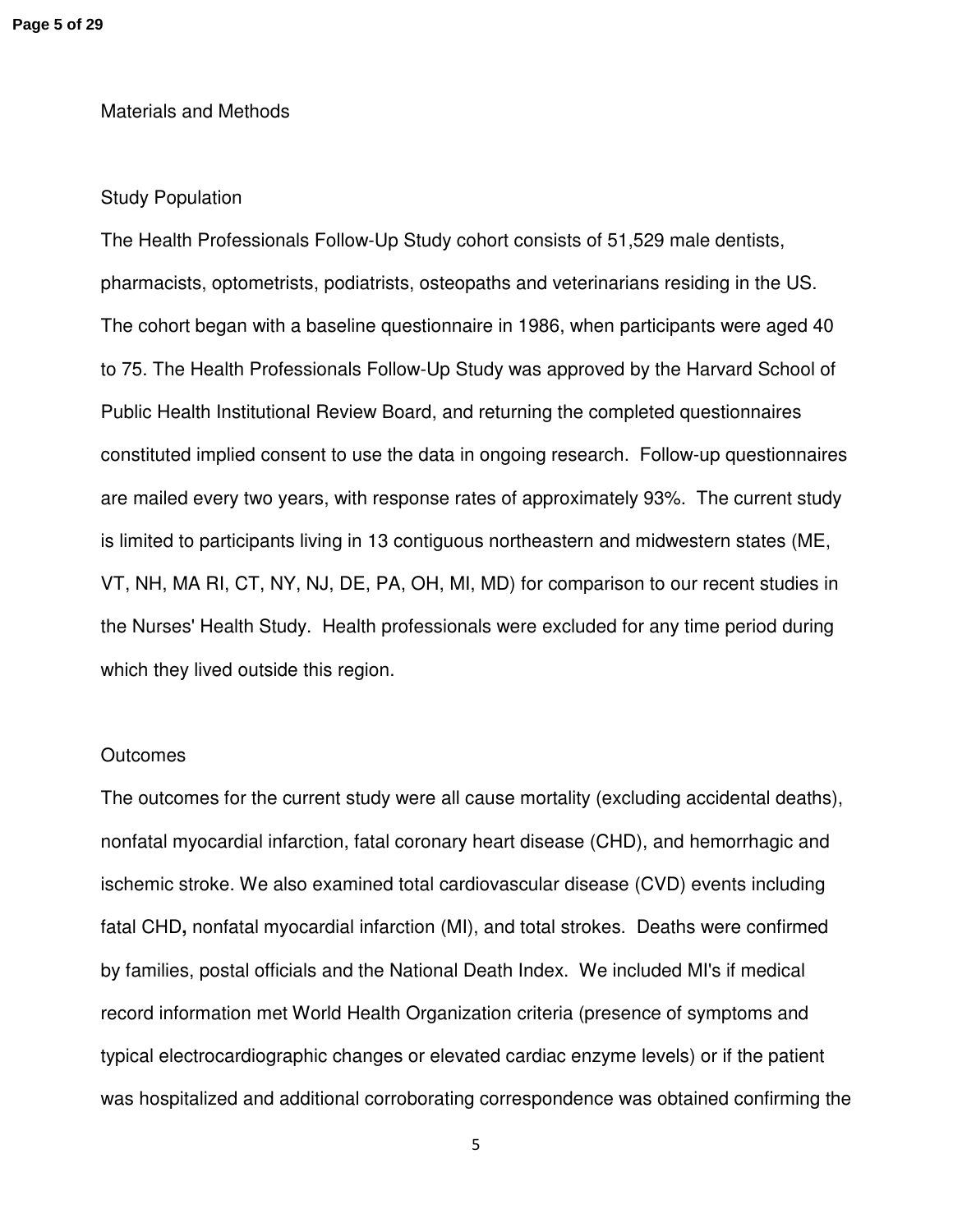## Materials and Methods

### Study Population

The Health Professionals Follow-Up Study cohort consists of 51,529 male dentists, pharmacists, optometrists, podiatrists, osteopaths and veterinarians residing in the US. The cohort began with a baseline questionnaire in 1986, when participants were aged 40 to 75. The Health Professionals Follow-Up Study was approved by the Harvard School of Public Health Institutional Review Board, and returning the completed questionnaires constituted implied consent to use the data in ongoing research. Follow-up questionnaires are mailed every two years, with response rates of approximately 93%. The current study is limited to participants living in 13 contiguous northeastern and midwestern states (ME, VT, NH, MA RI, CT, NY, NJ, DE, PA, OH, MI, MD) for comparison to our recent studies in the Nurses' Health Study. Health professionals were excluded for any time period during which they lived outside this region.

### Outcomes

The outcomes for the current study were all cause mortality (excluding accidental deaths), nonfatal myocardial infarction, fatal coronary heart disease (CHD), and hemorrhagic and ischemic stroke. We also examined total cardiovascular disease (CVD) events including fatal CHD**,** nonfatal myocardial infarction (MI), and total strokes. Deaths were confirmed by families, postal officials and the National Death Index. We included MI's if medical record information met World Health Organization criteria (presence of symptoms and typical electrocardiographic changes or elevated cardiac enzyme levels) or if the patient was hospitalized and additional corroborating correspondence was obtained confirming the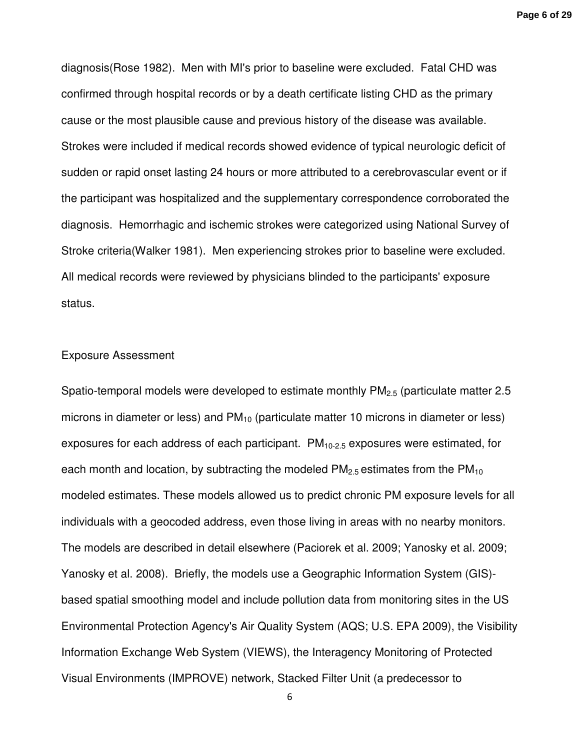diagnosis(Rose 1982). Men with MI's prior to baseline were excluded. Fatal CHD was confirmed through hospital records or by a death certificate listing CHD as the primary cause or the most plausible cause and previous history of the disease was available. Strokes were included if medical records showed evidence of typical neurologic deficit of sudden or rapid onset lasting 24 hours or more attributed to a cerebrovascular event or if the participant was hospitalized and the supplementary correspondence corroborated the diagnosis. Hemorrhagic and ischemic strokes were categorized using National Survey of Stroke criteria(Walker 1981). Men experiencing strokes prior to baseline were excluded. All medical records were reviewed by physicians blinded to the participants' exposure status.

## Exposure Assessment

Spatio-temporal models were developed to estimate monthly $PM_{2.5}$ (particulate matter 2.5 microns in diameter or less) and $PM_{10}$ (particulate matter 10 microns in diameter or less) exposures for each address of each participant. $PM_{10-2.5}$ exposures were estimated, for each month and location, by subtracting the modeled $PM_{2.5}$ estimates from the $PM_{10}$ modeled estimates. These models allowed us to predict chronic PM exposure levels for all individuals with a geocoded address, even those living in areas with no nearby monitors. The models are described in detail elsewhere (Paciorek et al. 2009; Yanosky et al. 2009; Yanosky et al. 2008). Briefly, the models use a Geographic Information System (GIS)-based spatial smoothing model and include pollution data from monitoring sites in the US Environmental Protection Agency's Air Quality System (AQS; U.S. EPA 2009), the Visibility Information Exchange Web System (VIEWS), the Interagency Monitoring of Protected Visual Environments (IMPROVE) network, Stacked Filter Unit (a predecessor to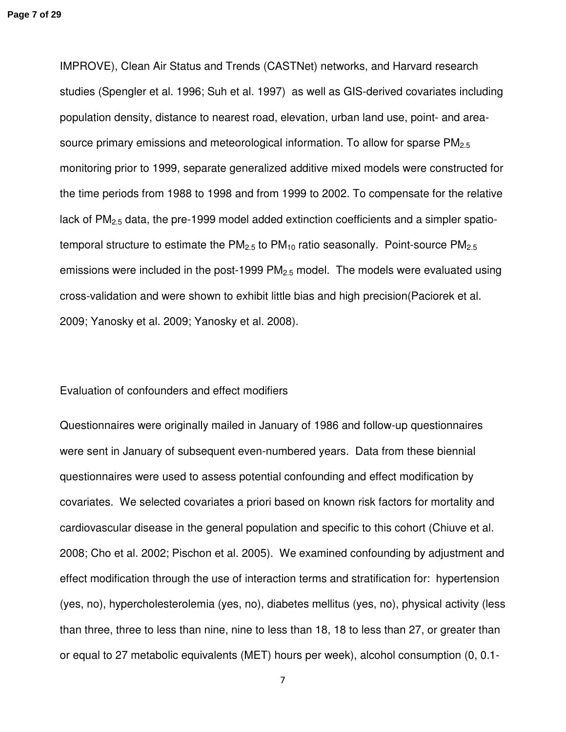IMPROVE), Clean Air Status and Trends (CASTNet) networks, and Harvard research studies (Spengler et al. 1996; Suh et al. 1997) as well as GIS-derived covariates including population density, distance to nearest road, elevation, urban land use, point- and area-source primary emissions and meteorological information. To allow for sparse $PM_{2.5}$ monitoring prior to 1999, separate generalized additive mixed models were constructed for the time periods from 1988 to 1998 and from 1999 to 2002. To compensate for the relative lack of $PM_{2.5}$ data, the pre-1999 model added extinction coefficients and a simpler spatio-temporal structure to estimate the $PM_{2.5}$ to $PM_{10}$ ratio seasonally. Point-source $PM_{2.5}$ emissions were included in the post-1999 $PM_{2.5}$ model. The models were evaluated using cross-validation and were shown to exhibit little bias and high precision(Paciorek et al. 2009; Yanosky et al. 2009; Yanosky et al. 2008).

Evaluation of confounders and effect modifiers

Questionnaires were originally mailed in January of 1986 and follow-up questionnaires were sent in January of subsequent even-numbered years. Data from these biennial questionnaires were used to assess potential confounding and effect modification by covariates. We selected covariates a priori based on known risk factors for mortality and cardiovascular disease in the general population and specific to this cohort (Chiuve et al. 2008; Cho et al. 2002; Pischon et al. 2005). We examined confounding by adjustment and effect modification through the use of interaction terms and stratification for: hypertension (yes, no), hypercholesterolemia (yes, no), diabetes mellitus (yes, no), physical activity (less than three, three to less than nine, nine to less than 18, 18 to less than 27, or greater than or equal to 27 metabolic equivalents (MET) hours per week), alcohol consumption (0, 0.1-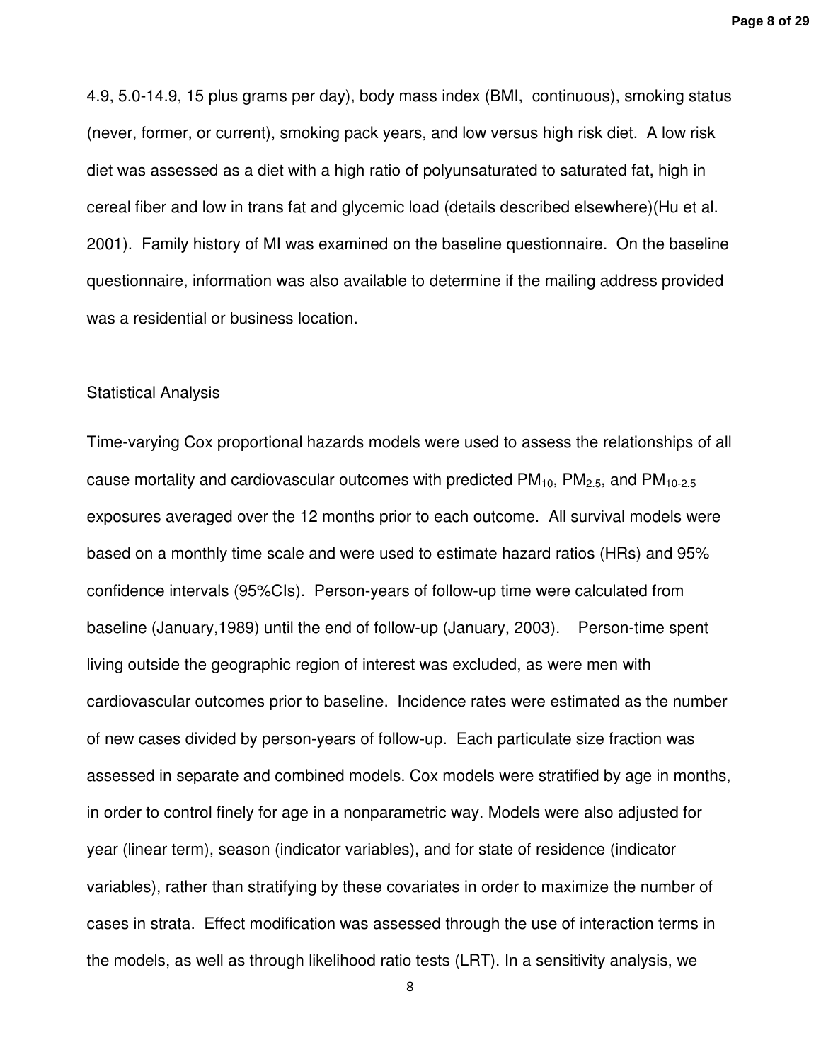4.9, 5.0-14.9, 15 plus grams per day), body mass index (BMI, continuous), smoking status (never, former, or current), smoking pack years, and low versus high risk diet. A low risk diet was assessed as a diet with a high ratio of polyunsaturated to saturated fat, high in cereal fiber and low in trans fat and glycemic load (details described elsewhere)(Hu et al. 2001). Family history of MI was examined on the baseline questionnaire. On the baseline questionnaire, information was also available to determine if the mailing address provided was a residential or business location.

## Statistical Analysis

Time-varying Cox proportional hazards models were used to assess the relationships of all cause mortality and cardiovascular outcomes with predicted $PM_{10}$, $PM_{2.5}$, and $PM_{10-2.5}$ exposures averaged over the 12 months prior to each outcome. All survival models were based on a monthly time scale and were used to estimate hazard ratios (HRs) and 95% confidence intervals (95%CIs). Person-years of follow-up time were calculated from baseline (January,1989) until the end of follow-up (January, 2003). Person-time spent living outside the geographic region of interest was excluded, as were men with cardiovascular outcomes prior to baseline. Incidence rates were estimated as the number of new cases divided by person-years of follow-up. Each particulate size fraction was assessed in separate and combined models. Cox models were stratified by age in months, in order to control finely for age in a nonparametric way. Models were also adjusted for year (linear term), season (indicator variables), and for state of residence (indicator variables), rather than stratifying by these covariates in order to maximize the number of cases in strata. Effect modification was assessed through the use of interaction terms in the models, as well as through likelihood ratio tests (LRT). In a sensitivity analysis, we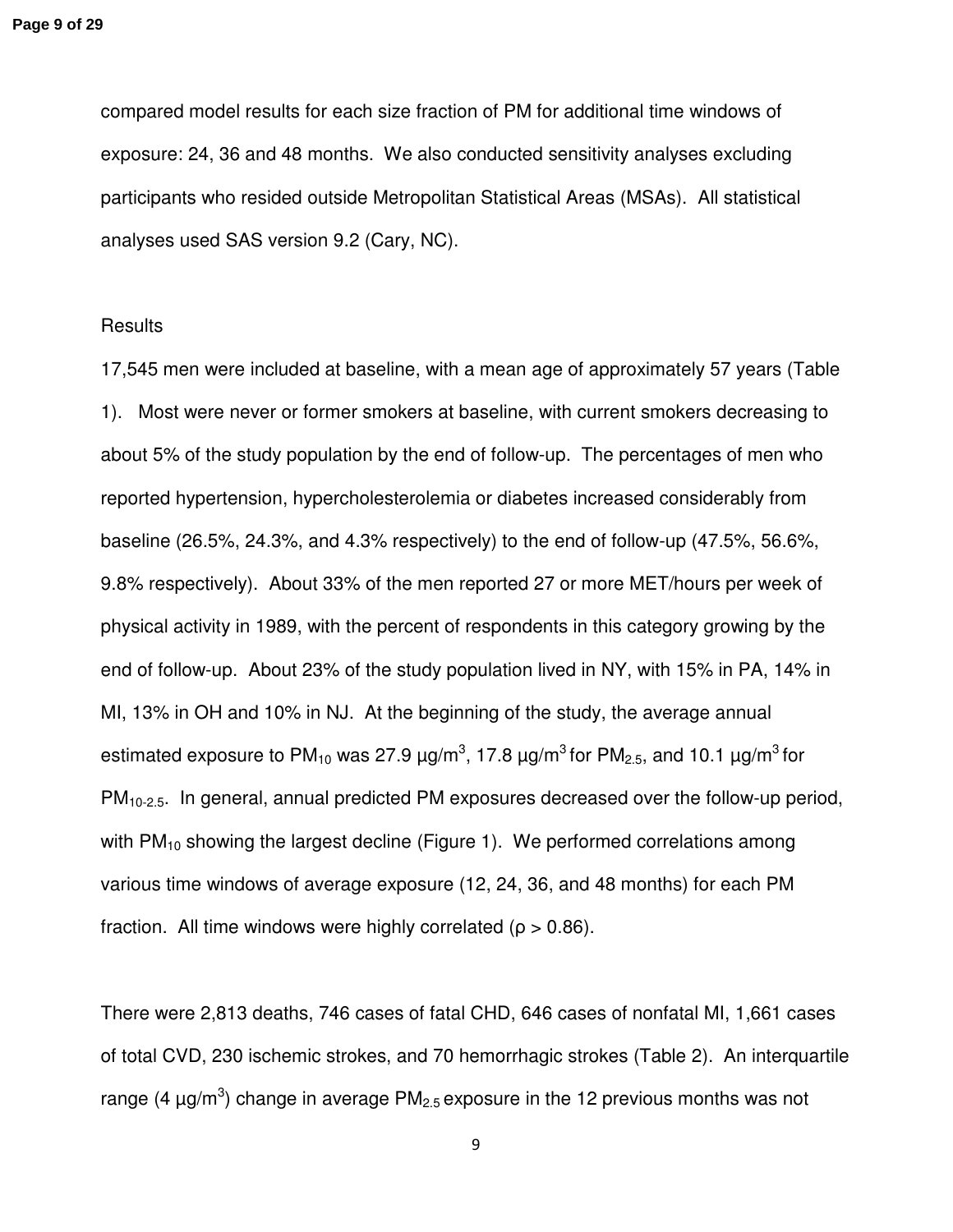compared model results for each size fraction of PM for additional time windows of exposure: 24, 36 and 48 months. We also conducted sensitivity analyses excluding participants who resided outside Metropolitan Statistical Areas (MSAs). All statistical analyses used SAS version 9.2 (Cary, NC).

## Results

17,545 men were included at baseline, with a mean age of approximately 57 years (Table 1). Most were never or former smokers at baseline, with current smokers decreasing to about 5% of the study population by the end of follow-up. The percentages of men who reported hypertension, hypercholesterolemia or diabetes increased considerably from baseline (26.5%, 24.3%, and 4.3% respectively) to the end of follow-up (47.5%, 56.6%, 9.8% respectively). About 33% of the men reported 27 or more MET/hours per week of physical activity in 1989, with the percent of respondents in this category growing by the end of follow-up. About 23% of the study population lived in NY, with 15% in PA, 14% in MI, 13% in OH and 10% in NJ. At the beginning of the study, the average annual estimated exposure to $PM_{10}$ was 27.9 $\mu g/m^3$, 17.8 $\mu g/m^3$ for $PM_{2.5}$, and 10.1 $\mu g/m^3$ for $PM_{10-2.5}$. In general, annual predicted PM exposures decreased over the follow-up period, with $PM_{10}$ showing the largest decline (Figure 1). We performed correlations among various time windows of average exposure (12, 24, 36, and 48 months) for each PM fraction. All time windows were highly correlated ($\rho > 0.86$).

There were 2,813 deaths, 746 cases of fatal CHD, 646 cases of nonfatal MI, 1,661 cases of total CVD, 230 ischemic strokes, and 70 hemorrhagic strokes (Table 2). An interquartile range (4 $\mu g/m^3$) change in average $PM_{2.5}$ exposure in the 12 previous months was not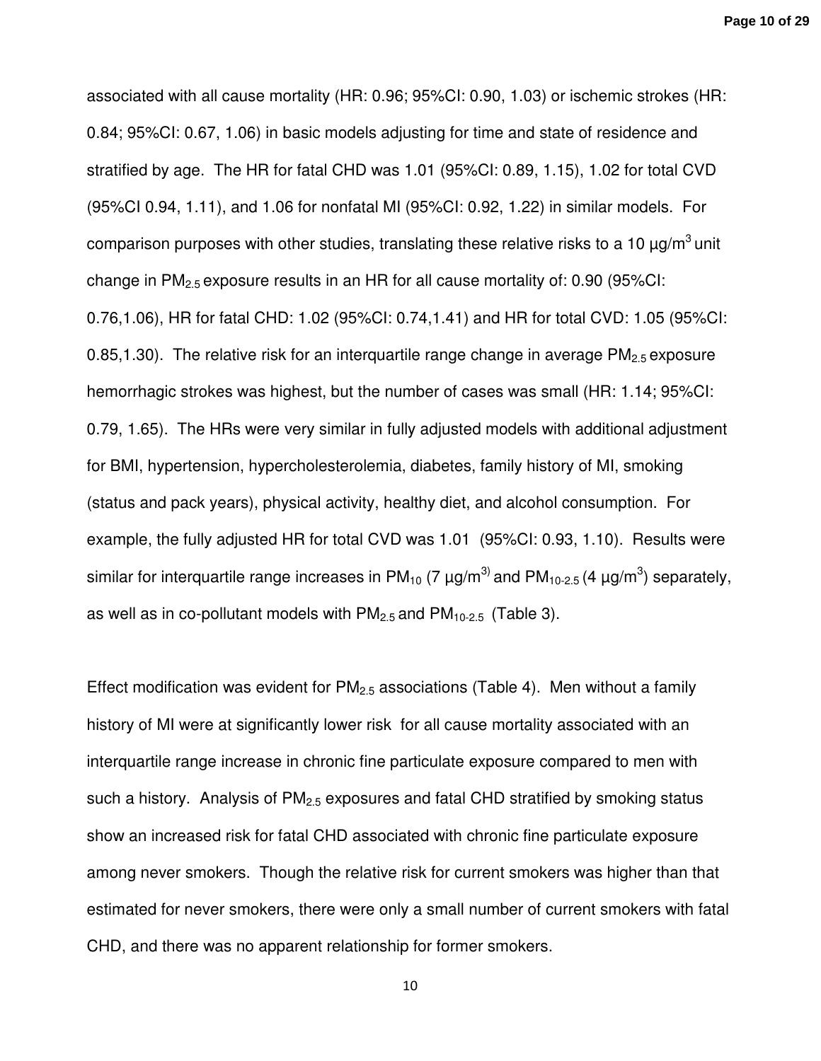associated with all cause mortality (HR: 0.96; 95%CI: 0.90, 1.03) or ischemic strokes (HR: 0.84; 95%CI: 0.67, 1.06) in basic models adjusting for time and state of residence and stratified by age. The HR for fatal CHD was 1.01 (95%CI: 0.89, 1.15), 1.02 for total CVD (95%CI 0.94, 1.11), and 1.06 for nonfatal MI (95%CI: 0.92, 1.22) in similar models. For comparison purposes with other studies, translating these relative risks to a 10 μg/m$^3$ unit change in $PM_{2.5}$ exposure results in an HR for all cause mortality of: 0.90 (95%CI: 0.76,1.06), HR for fatal CHD: 1.02 (95%CI: 0.74,1.41) and HR for total CVD: 1.05 (95%CI: 0.85,1.30). The relative risk for an interquartile range change in average $PM_{2.5}$ exposure hemorrhagic strokes was highest, but the number of cases was small (HR: 1.14; 95%CI: 0.79, 1.65). The HRs were very similar in fully adjusted models with additional adjustment for BMI, hypertension, hypercholesterolemia, diabetes, family history of MI, smoking (status and pack years), physical activity, healthy diet, and alcohol consumption. For example, the fully adjusted HR for total CVD was 1.01 (95%CI: 0.93, 1.10). Results were similar for interquartile range increases in $PM_{10}$ (7 μg/m$^{3)}$ and $PM_{10-2.5}$ (4 μg/m$^3$) separately, as well as in co-pollutant models with $PM_{2.5}$ and $PM_{10-2.5}$ (Table 3).

Effect modification was evident for $PM_{2.5}$ associations (Table 4). Men without a family history of MI were at significantly lower risk for all cause mortality associated with an interquartile range increase in chronic fine particulate exposure compared to men with such a history. Analysis of $PM_{2.5}$ exposures and fatal CHD stratified by smoking status show an increased risk for fatal CHD associated with chronic fine particulate exposure among never smokers. Though the relative risk for current smokers was higher than that estimated for never smokers, there were only a small number of current smokers with fatal CHD, and there was no apparent relationship for former smokers.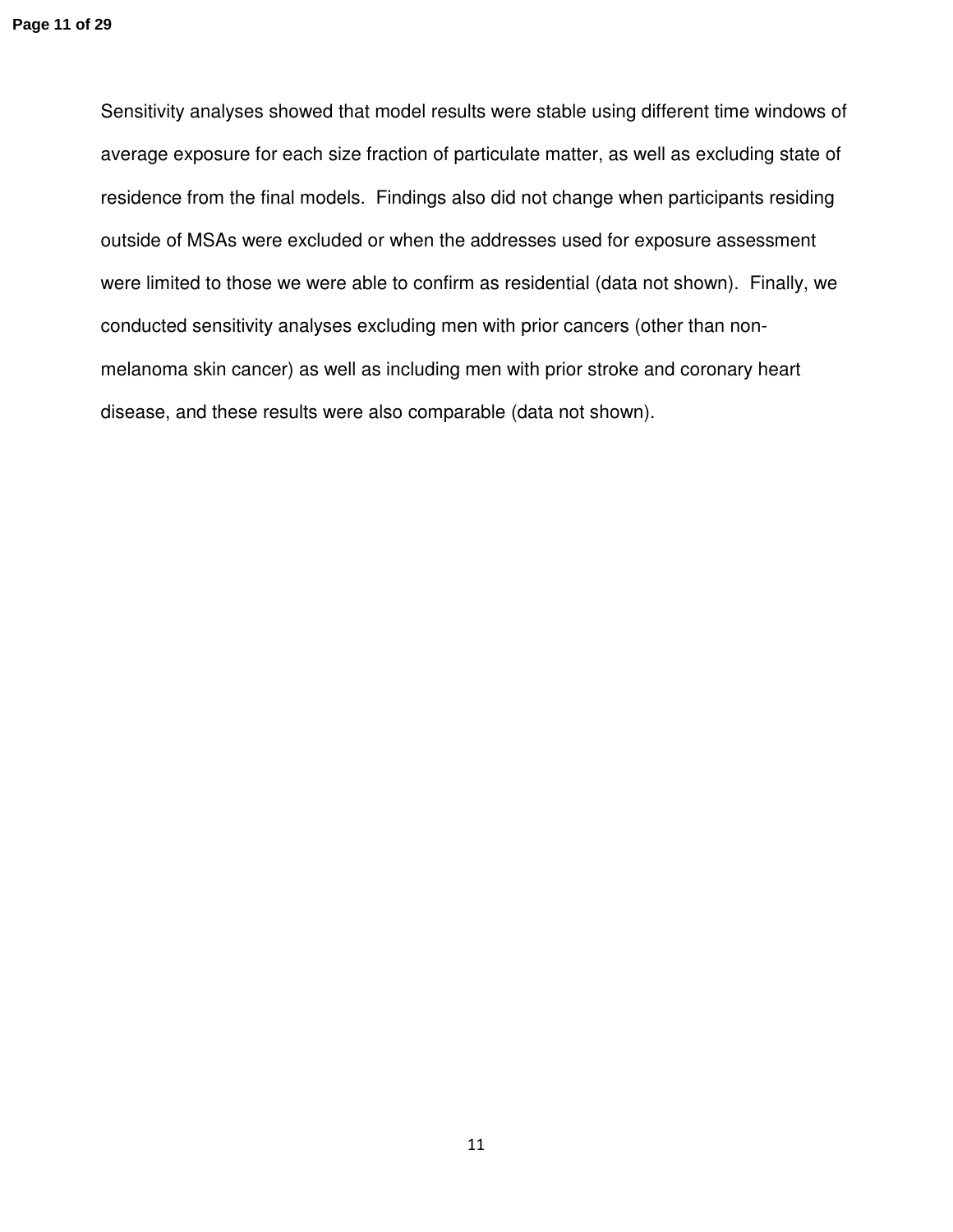Sensitivity analyses showed that model results were stable using different time windows of average exposure for each size fraction of particulate matter, as well as excluding state of residence from the final models. Findings also did not change when participants residing outside of MSAs were excluded or when the addresses used for exposure assessment were limited to those we were able to confirm as residential (data not shown). Finally, we conducted sensitivity analyses excluding men with prior cancers (other than non-melanoma skin cancer) as well as including men with prior stroke and coronary heart disease, and these results were also comparable (data not shown).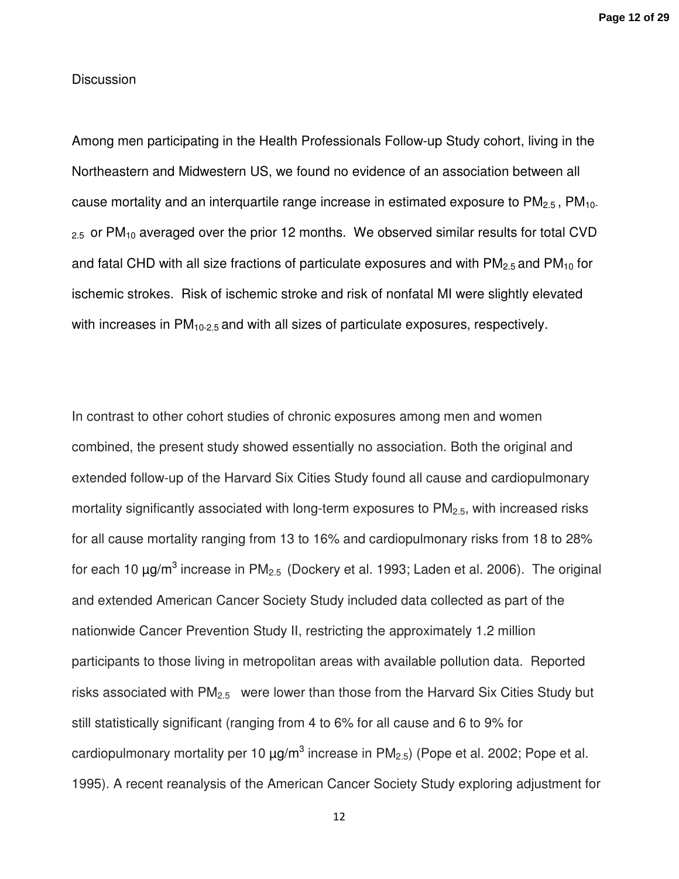Discussion

Among men participating in the Health Professionals Follow-up Study cohort, living in the Northeastern and Midwestern US, we found no evidence of an association between all cause mortality and an interquartile range increase in estimated exposure to $PM_{2.5}$ , $PM_{10-2.5}$ or $PM_{10}$ averaged over the prior 12 months. We observed similar results for total CVD and fatal CHD with all size fractions of particulate exposures and with $PM_{2.5}$ and $PM_{10}$ for ischemic strokes. Risk of ischemic stroke and risk of nonfatal MI were slightly elevated with increases in $PM_{10-2.5}$ and with all sizes of particulate exposures, respectively.

In contrast to other cohort studies of chronic exposures among men and women combined, the present study showed essentially no association. Both the original and extended follow-up of the Harvard Six Cities Study found all cause and cardiopulmonary mortality significantly associated with long-term exposures to $PM_{2.5}$, with increased risks for all cause mortality ranging from 13 to 16% and cardiopulmonary risks from 18 to 28% for each 10 $\mu g/m^3$ increase in $PM_{2.5}$ (Dockery et al. 1993; Laden et al. 2006). The original and extended American Cancer Society Study included data collected as part of the nationwide Cancer Prevention Study II, restricting the approximately 1.2 million participants to those living in metropolitan areas with available pollution data. Reported risks associated with $PM_{2.5}$ were lower than those from the Harvard Six Cities Study but still statistically significant (ranging from 4 to 6% for all cause and 6 to 9% for cardiopulmonary mortality per 10 $\mu g/m^3$ increase in $PM_{2.5}$) (Pope et al. 2002; Pope et al. 1995). A recent reanalysis of the American Cancer Society Study exploring adjustment for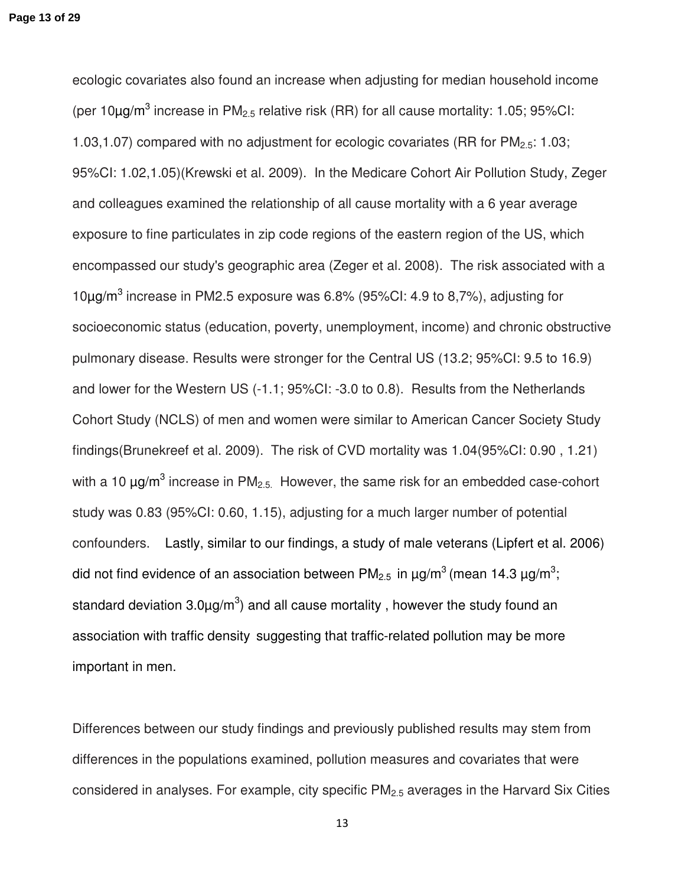ecologic covariates also found an increase when adjusting for median household income (per 10µg/$m^3$ increase in $PM_{2.5}$ relative risk (RR) for all cause mortality: 1.05; 95%CI: 1.03,1.07) compared with no adjustment for ecologic covariates (RR for $PM_{2.5}$: 1.03; 95%CI: 1.02,1.05)(Krewski et al. 2009). In the Medicare Cohort Air Pollution Study, Zeger and colleagues examined the relationship of all cause mortality with a 6 year average exposure to fine particulates in zip code regions of the eastern region of the US, which encompassed our study's geographic area (Zeger et al. 2008). The risk associated with a 10µg/$m^3$ increase in PM2.5 exposure was 6.8% (95%CI: 4.9 to 8,7%), adjusting for socioeconomic status (education, poverty, unemployment, income) and chronic obstructive pulmonary disease. Results were stronger for the Central US (13.2; 95%CI: 9.5 to 16.9) and lower for the Western US (-1.1; 95%CI: -3.0 to 0.8). Results from the Netherlands Cohort Study (NCLS) of men and women were similar to American Cancer Society Study findings(Brunekreef et al. 2009). The risk of CVD mortality was 1.04(95%CI: 0.90 , 1.21) with a 10 µg/$m^3$ increase in $PM_{2.5.}$ However, the same risk for an embedded case-cohort study was 0.83 (95%CI: 0.60, 1.15), adjusting for a much larger number of potential confounders. Lastly, similar to our findings, a study of male veterans (Lipfert et al. 2006) did not find evidence of an association between $PM_{2.5}$ in µg/$m^3$ (mean 14.3 µg/$m^3$; standard deviation 3.0µg/$m^3$) and all cause mortality , however the study found an association with traffic density suggesting that traffic-related pollution may be more important in men.

Differences between our study findings and previously published results may stem from differences in the populations examined, pollution measures and covariates that were considered in analyses. For example, city specific $PM_{2.5}$ averages in the Harvard Six Cities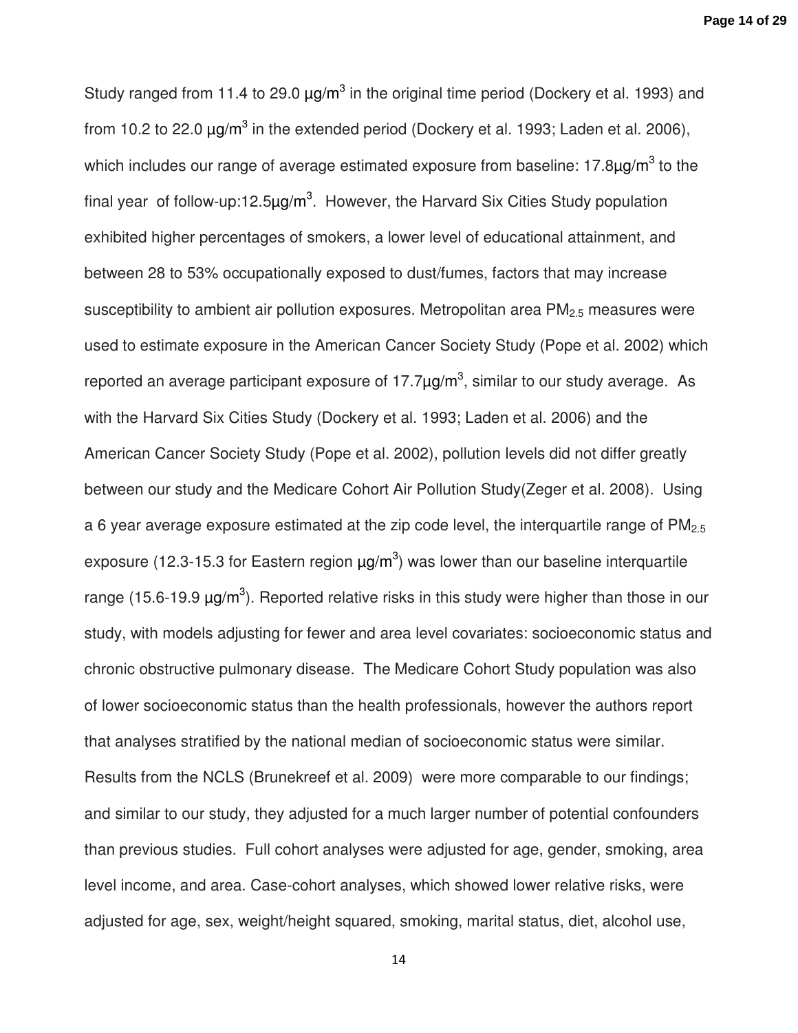Study ranged from 11.4 to 29.0 μg/m$^3$ in the original time period (Dockery et al. 1993) and from 10.2 to 22.0 μg/m$^3$ in the extended period (Dockery et al. 1993; Laden et al. 2006), which includes our range of average estimated exposure from baseline: 17.8μg/m$^3$ to the final year of follow-up:12.5μg/m$^3$. However, the Harvard Six Cities Study population exhibited higher percentages of smokers, a lower level of educational attainment, and between 28 to 53% occupationally exposed to dust/fumes, factors that may increase susceptibility to ambient air pollution exposures. Metropolitan area $PM_{2.5}$ measures were used to estimate exposure in the American Cancer Society Study (Pope et al. 2002) which reported an average participant exposure of 17.7μg/m$^3$, similar to our study average. As with the Harvard Six Cities Study (Dockery et al. 1993; Laden et al. 2006) and the American Cancer Society Study (Pope et al. 2002), pollution levels did not differ greatly between our study and the Medicare Cohort Air Pollution Study(Zeger et al. 2008). Using a 6 year average exposure estimated at the zip code level, the interquartile range of $PM_{2.5}$ exposure (12.3-15.3 for Eastern region μg/m$^3$) was lower than our baseline interquartile range (15.6-19.9 μg/m$^3$). Reported relative risks in this study were higher than those in our study, with models adjusting for fewer and area level covariates: socioeconomic status and chronic obstructive pulmonary disease. The Medicare Cohort Study population was also of lower socioeconomic status than the health professionals, however the authors report that analyses stratified by the national median of socioeconomic status were similar. Results from the NCLS (Brunekreef et al. 2009) were more comparable to our findings; and similar to our study, they adjusted for a much larger number of potential confounders than previous studies. Full cohort analyses were adjusted for age, gender, smoking, area level income, and area. Case-cohort analyses, which showed lower relative risks, were adjusted for age, sex, weight/height squared, smoking, marital status, diet, alcohol use,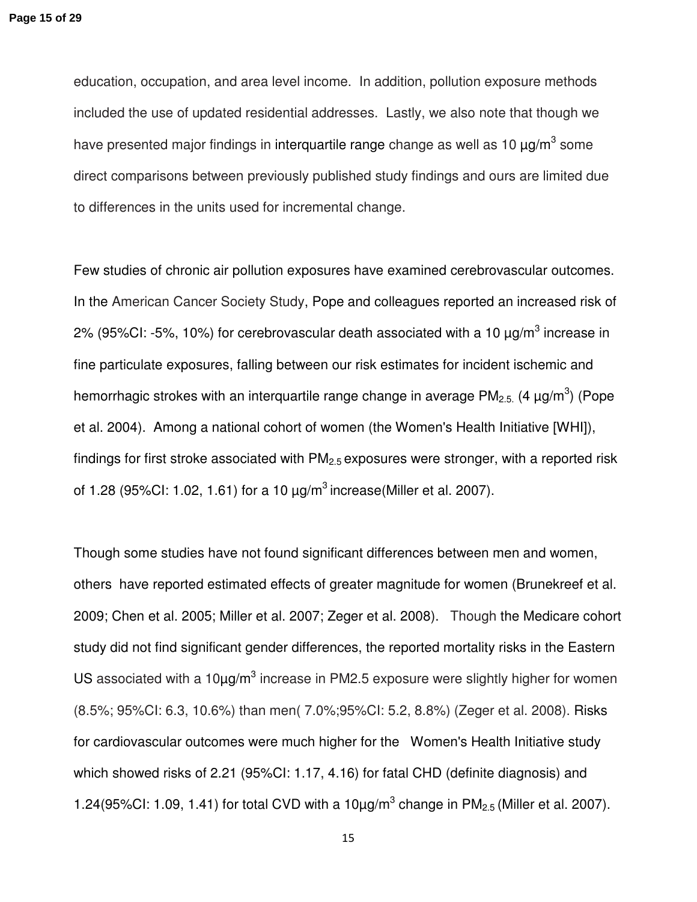education, occupation, and area level income. In addition, pollution exposure methods included the use of updated residential addresses. Lastly, we also note that though we have presented major findings in interquartile range change as well as 10 µg/m$^3$ some direct comparisons between previously published study findings and ours are limited due to differences in the units used for incremental change.

Few studies of chronic air pollution exposures have examined cerebrovascular outcomes. In the American Cancer Society Study, Pope and colleagues reported an increased risk of 2% (95%CI: -5%, 10%) for cerebrovascular death associated with a 10 µg/m$^3$ increase in fine particulate exposures, falling between our risk estimates for incident ischemic and hemorrhagic strokes with an interquartile range change in average $PM_{2.5.}$ (4 µg/m$^3$) (Pope et al. 2004). Among a national cohort of women (the Women's Health Initiative [WHI]), findings for first stroke associated with $PM_{2.5}$ exposures were stronger, with a reported risk of 1.28 (95%CI: 1.02, 1.61) for a 10 µg/m$^3$ increase(Miller et al. 2007).

Though some studies have not found significant differences between men and women, others have reported estimated effects of greater magnitude for women (Brunekreef et al. 2009; Chen et al. 2005; Miller et al. 2007; Zeger et al. 2008). Though the Medicare cohort study did not find significant gender differences, the reported mortality risks in the Eastern US associated with a 10µg/m$^3$ increase in PM2.5 exposure were slightly higher for women (8.5%; 95%CI: 6.3, 10.6%) than men( 7.0%;95%CI: 5.2, 8.8%) (Zeger et al. 2008). Risks for cardiovascular outcomes were much higher for the Women's Health Initiative study which showed risks of 2.21 (95%CI: 1.17, 4.16) for fatal CHD (definite diagnosis) and 1.24(95%CI: 1.09, 1.41) for total CVD with a 10µg/m$^3$ change in $PM_{2.5}$ (Miller et al. 2007).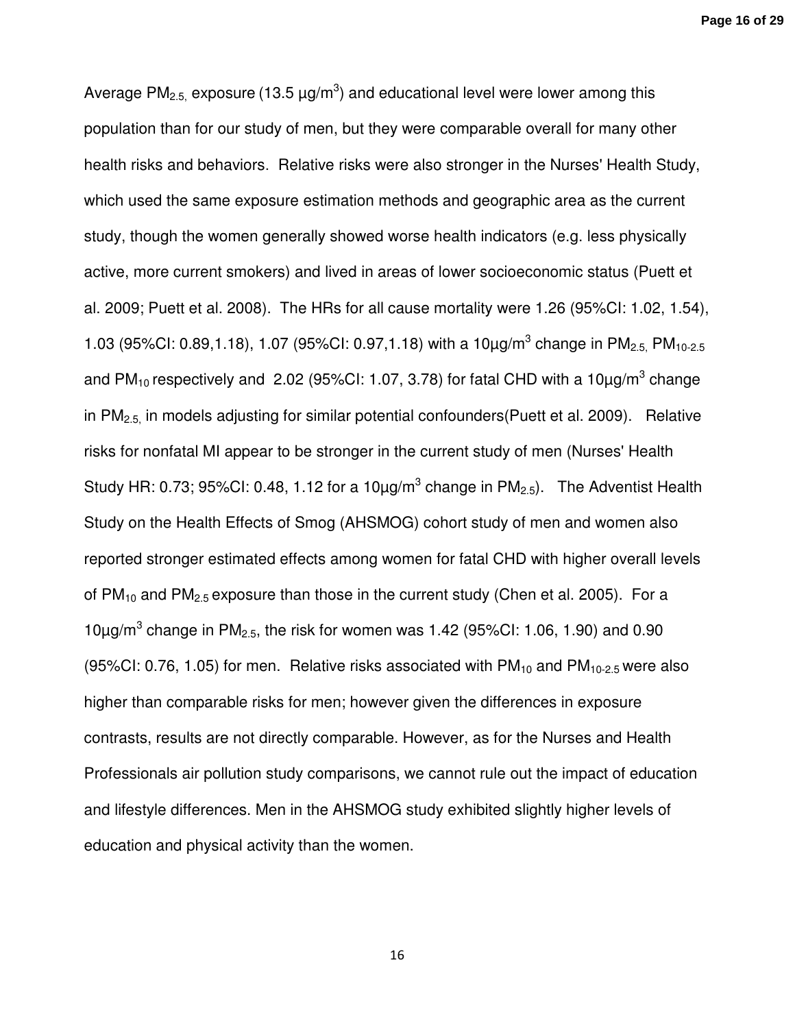Average $PM_{2.5,}$ exposure (13.5 µg/$m^3$) and educational level were lower among this population than for our study of men, but they were comparable overall for many other health risks and behaviors. Relative risks were also stronger in the Nurses' Health Study, which used the same exposure estimation methods and geographic area as the current study, though the women generally showed worse health indicators (e.g. less physically active, more current smokers) and lived in areas of lower socioeconomic status (Puett et al. 2009; Puett et al. 2008). The HRs for all cause mortality were 1.26 (95%CI: 1.02, 1.54), 1.03 (95%CI: 0.89,1.18), 1.07 (95%CI: 0.97,1.18) with a 10µg/$m^3$ change in $PM_{2.5,}$ $PM_{10-2.5}$ and $PM_{10}$ respectively and 2.02 (95%CI: 1.07, 3.78) for fatal CHD with a 10µg/$m^3$ change in $PM_{2.5,}$ in models adjusting for similar potential confounders(Puett et al. 2009). Relative risks for nonfatal MI appear to be stronger in the current study of men (Nurses' Health Study HR: 0.73; 95%CI: 0.48, 1.12 for a 10µg/$m^3$ change in $PM_{2.5}$). The Adventist Health Study on the Health Effects of Smog (AHSMOG) cohort study of men and women also reported stronger estimated effects among women for fatal CHD with higher overall levels of $PM_{10}$ and $PM_{2.5}$ exposure than those in the current study (Chen et al. 2005). For a 10µg/$m^3$ change in $PM_{2.5}$, the risk for women was 1.42 (95%CI: 1.06, 1.90) and 0.90 (95%CI: 0.76, 1.05) for men. Relative risks associated with $PM_{10}$ and $PM_{10-2.5}$ were also higher than comparable risks for men; however given the differences in exposure contrasts, results are not directly comparable. However, as for the Nurses and Health Professionals air pollution study comparisons, we cannot rule out the impact of education and lifestyle differences. Men in the AHSMOG study exhibited slightly higher levels of education and physical activity than the women.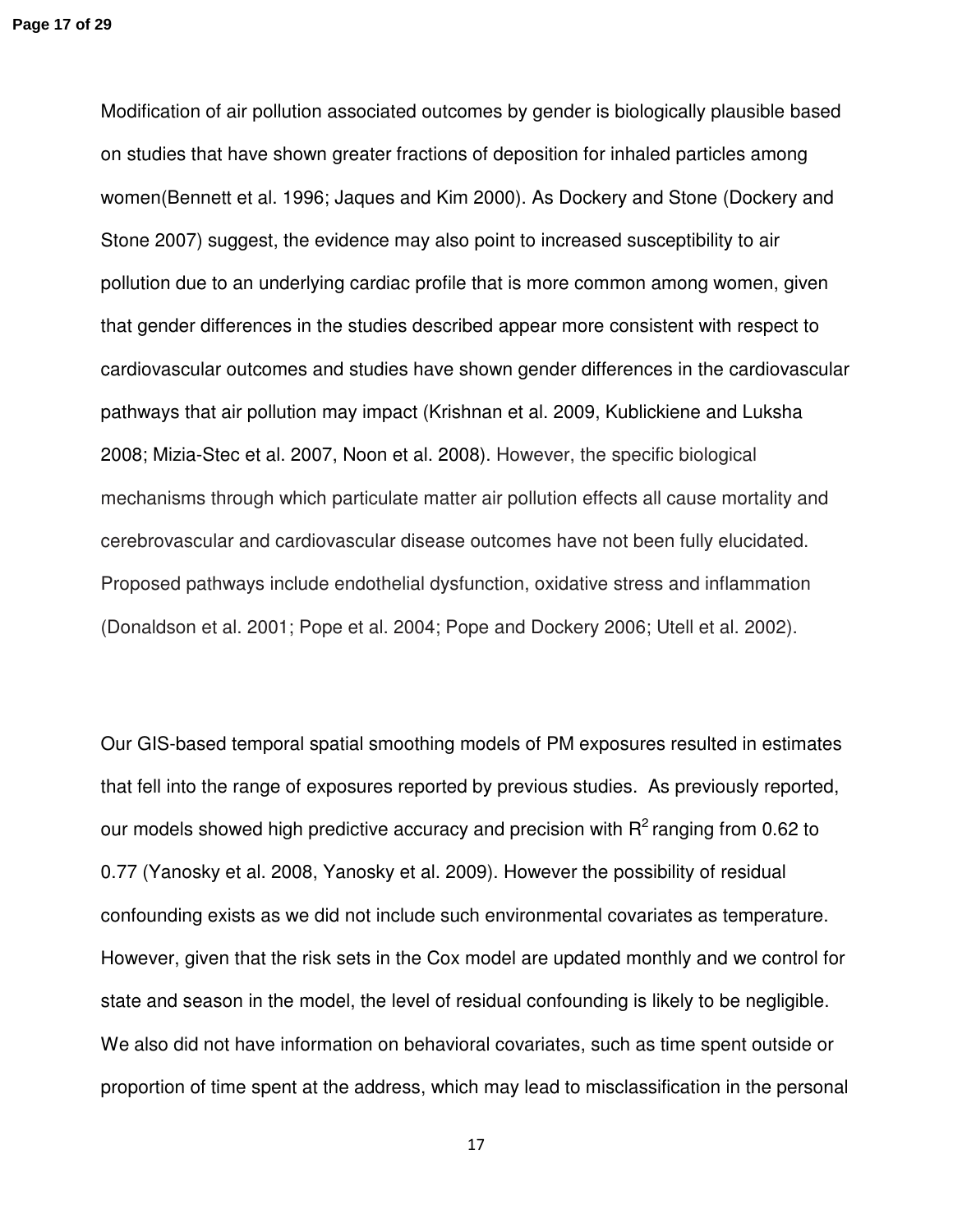Modification of air pollution associated outcomes by gender is biologically plausible based on studies that have shown greater fractions of deposition for inhaled particles among women(Bennett et al. 1996; Jaques and Kim 2000). As Dockery and Stone (Dockery and Stone 2007) suggest, the evidence may also point to increased susceptibility to air pollution due to an underlying cardiac profile that is more common among women, given that gender differences in the studies described appear more consistent with respect to cardiovascular outcomes and studies have shown gender differences in the cardiovascular pathways that air pollution may impact (Krishnan et al. 2009, Kublickiene and Luksha 2008; Mizia-Stec et al. 2007, Noon et al. 2008). However, the specific biological mechanisms through which particulate matter air pollution effects all cause mortality and cerebrovascular and cardiovascular disease outcomes have not been fully elucidated. Proposed pathways include endothelial dysfunction, oxidative stress and inflammation (Donaldson et al. 2001; Pope et al. 2004; Pope and Dockery 2006; Utell et al. 2002).

Our GIS-based temporal spatial smoothing models of PM exposures resulted in estimates that fell into the range of exposures reported by previous studies. As previously reported, our models showed high predictive accuracy and precision with $R^2$ ranging from 0.62 to 0.77 (Yanosky et al. 2008, Yanosky et al. 2009). However the possibility of residual confounding exists as we did not include such environmental covariates as temperature. However, given that the risk sets in the Cox model are updated monthly and we control for state and season in the model, the level of residual confounding is likely to be negligible. We also did not have information on behavioral covariates, such as time spent outside or proportion of time spent at the address, which may lead to misclassification in the personal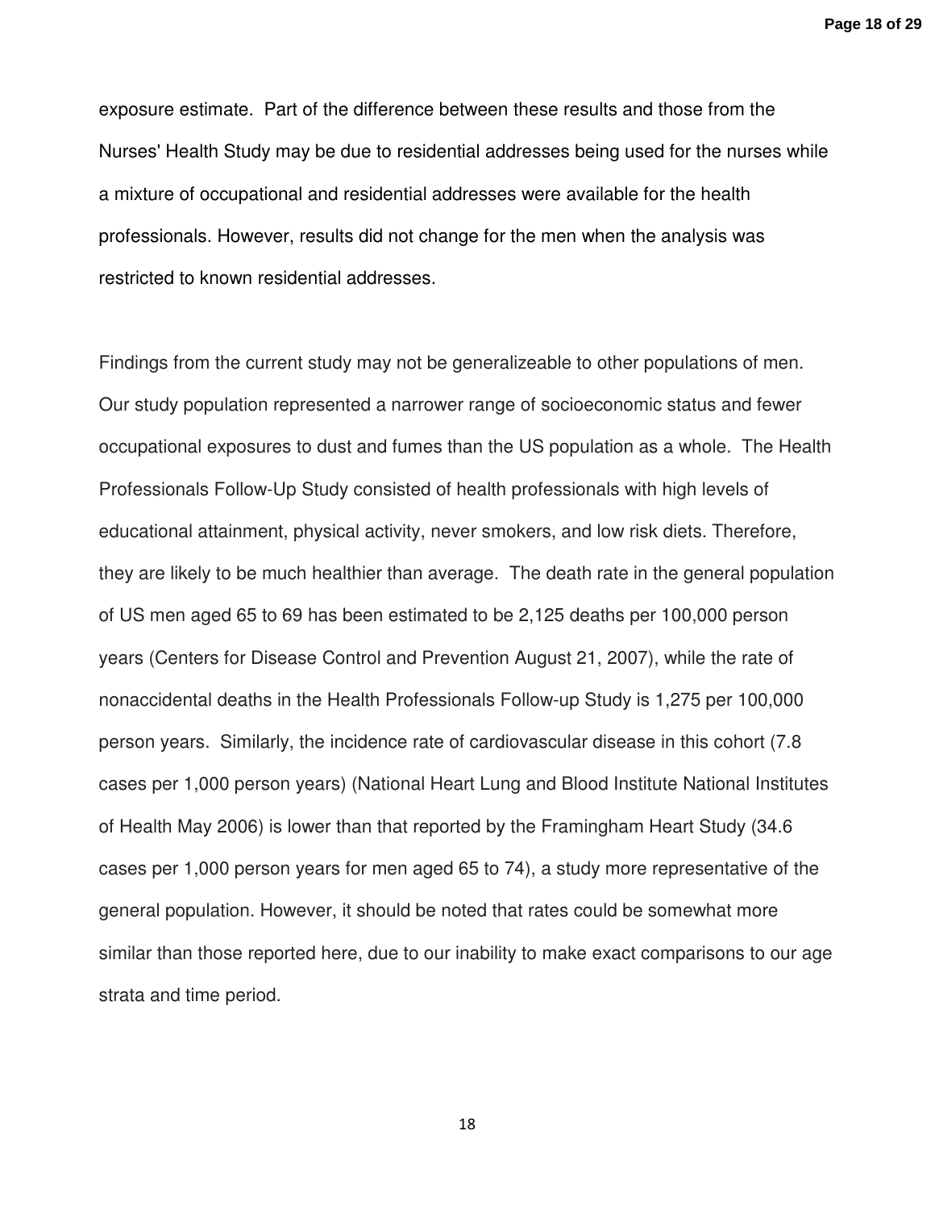exposure estimate. Part of the difference between these results and those from the Nurses' Health Study may be due to residential addresses being used for the nurses while a mixture of occupational and residential addresses were available for the health professionals. However, results did not change for the men when the analysis was restricted to known residential addresses.

Findings from the current study may not be generalizeable to other populations of men. Our study population represented a narrower range of socioeconomic status and fewer occupational exposures to dust and fumes than the US population as a whole. The Health Professionals Follow-Up Study consisted of health professionals with high levels of educational attainment, physical activity, never smokers, and low risk diets. Therefore, they are likely to be much healthier than average. The death rate in the general population of US men aged 65 to 69 has been estimated to be 2,125 deaths per 100,000 person years (Centers for Disease Control and Prevention August 21, 2007), while the rate of nonaccidental deaths in the Health Professionals Follow-up Study is 1,275 per 100,000 person years. Similarly, the incidence rate of cardiovascular disease in this cohort (7.8 cases per 1,000 person years) (National Heart Lung and Blood Institute National Institutes of Health May 2006) is lower than that reported by the Framingham Heart Study (34.6 cases per 1,000 person years for men aged 65 to 74), a study more representative of the general population. However, it should be noted that rates could be somewhat more similar than those reported here, due to our inability to make exact comparisons to our age strata and time period.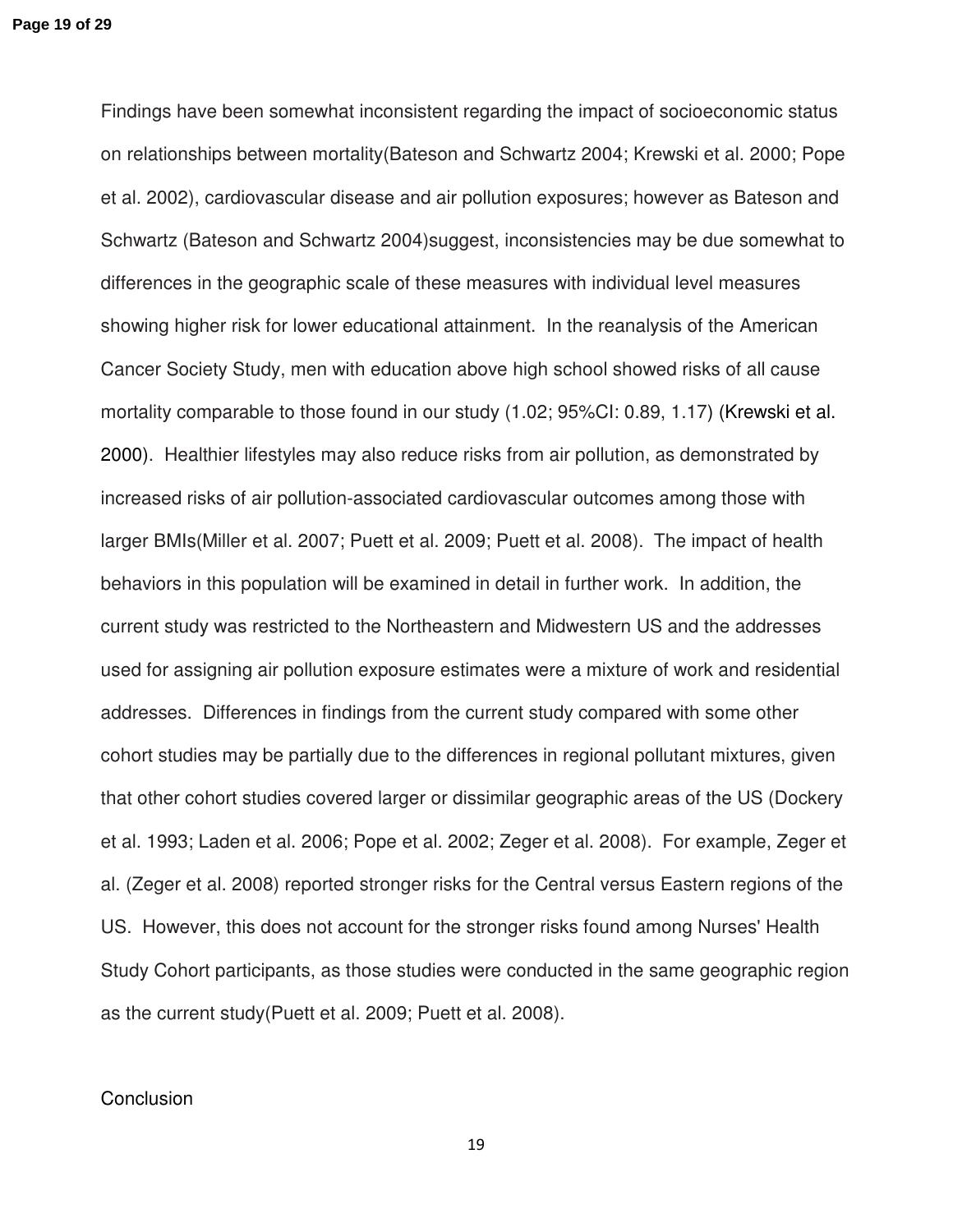Findings have been somewhat inconsistent regarding the impact of socioeconomic status on relationships between mortality(Bateson and Schwartz 2004; Krewski et al. 2000; Pope et al. 2002), cardiovascular disease and air pollution exposures; however as Bateson and Schwartz (Bateson and Schwartz 2004)suggest, inconsistencies may be due somewhat to differences in the geographic scale of these measures with individual level measures showing higher risk for lower educational attainment. In the reanalysis of the American Cancer Society Study, men with education above high school showed risks of all cause mortality comparable to those found in our study (1.02; 95%CI: 0.89, 1.17) (Krewski et al. 2000). Healthier lifestyles may also reduce risks from air pollution, as demonstrated by increased risks of air pollution-associated cardiovascular outcomes among those with larger BMIs(Miller et al. 2007; Puett et al. 2009; Puett et al. 2008). The impact of health behaviors in this population will be examined in detail in further work. In addition, the current study was restricted to the Northeastern and Midwestern US and the addresses used for assigning air pollution exposure estimates were a mixture of work and residential addresses. Differences in findings from the current study compared with some other cohort studies may be partially due to the differences in regional pollutant mixtures, given that other cohort studies covered larger or dissimilar geographic areas of the US (Dockery et al. 1993; Laden et al. 2006; Pope et al. 2002; Zeger et al. 2008). For example, Zeger et al. (Zeger et al. 2008) reported stronger risks for the Central versus Eastern regions of the US. However, this does not account for the stronger risks found among Nurses' Health Study Cohort participants, as those studies were conducted in the same geographic region as the current study(Puett et al. 2009; Puett et al. 2008).

## Conclusion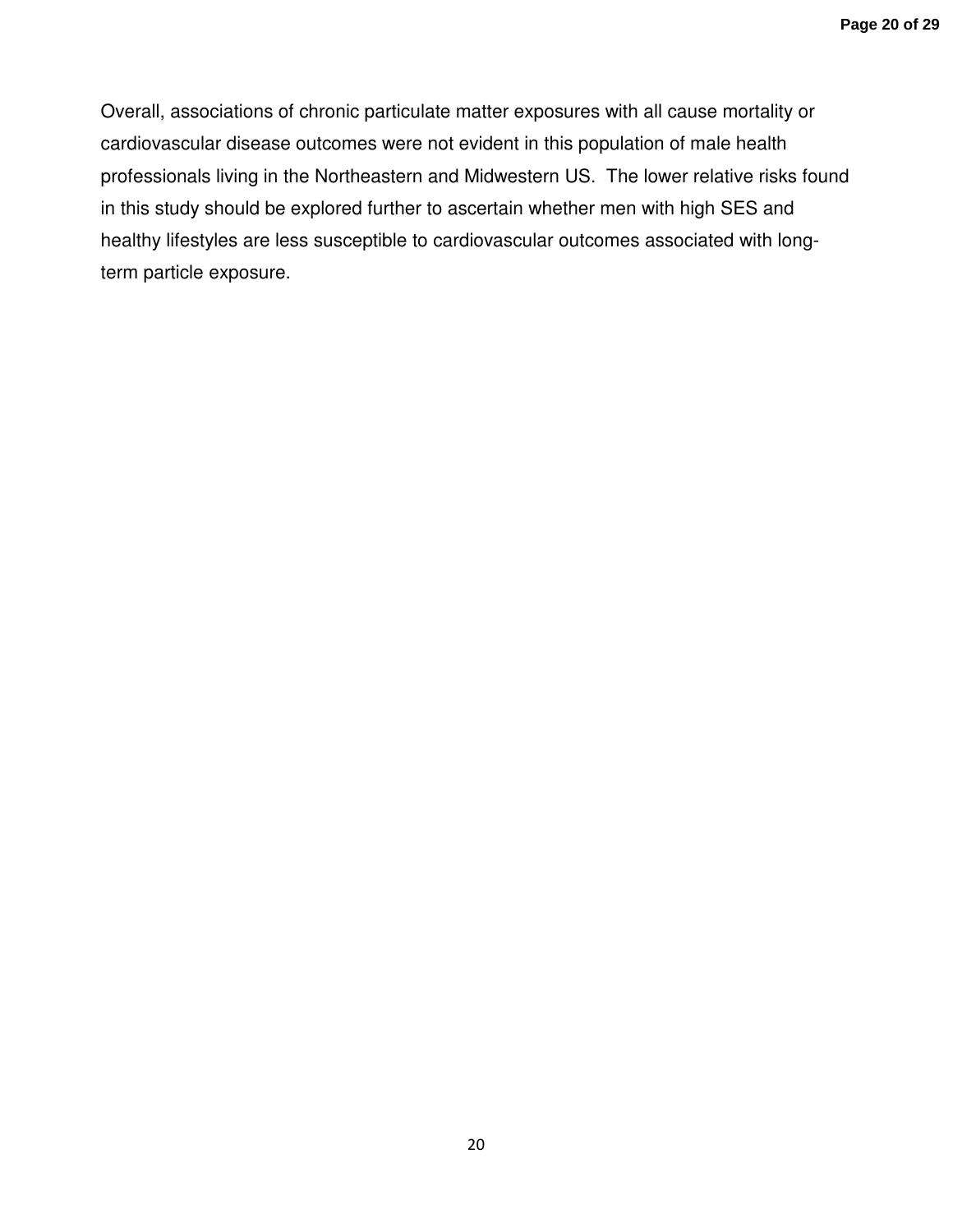Overall, associations of chronic particulate matter exposures with all cause mortality or cardiovascular disease outcomes were not evident in this population of male health professionals living in the Northeastern and Midwestern US. The lower relative risks found in this study should be explored further to ascertain whether men with high SES and healthy lifestyles are less susceptible to cardiovascular outcomes associated with long-term particle exposure.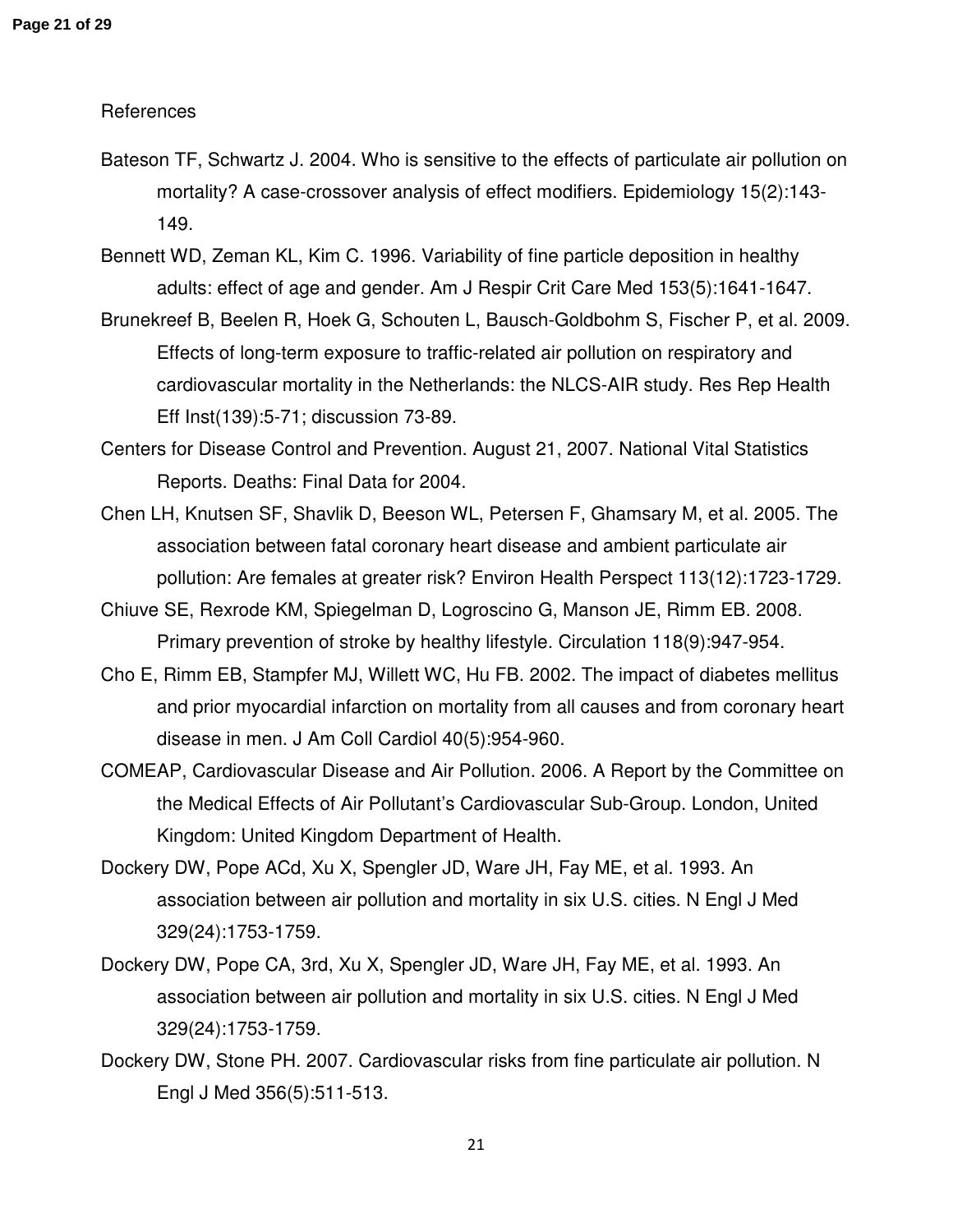References

Bateson TF, Schwartz J. 2004. Who is sensitive to the effects of particulate air pollution on mortality? A case-crossover analysis of effect modifiers. Epidemiology 15(2):143-149.

Bennett WD, Zeman KL, Kim C. 1996. Variability of fine particle deposition in healthy adults: effect of age and gender. Am J Respir Crit Care Med 153(5):1641-1647.

Brunekreef B, Beelen R, Hoek G, Schouten L, Bausch-Goldbohm S, Fischer P, et al. 2009. Effects of long-term exposure to traffic-related air pollution on respiratory and cardiovascular mortality in the Netherlands: the NLCS-AIR study. Res Rep Health Eff Inst(139):5-71; discussion 73-89.

Centers for Disease Control and Prevention. August 21, 2007. National Vital Statistics Reports. Deaths: Final Data for 2004.

Chen LH, Knutsen SF, Shavlik D, Beeson WL, Petersen F, Ghamsary M, et al. 2005. The association between fatal coronary heart disease and ambient particulate air pollution: Are females at greater risk? Environ Health Perspect 113(12):1723-1729.

Chiuve SE, Rexrode KM, Spiegelman D, Logroscino G, Manson JE, Rimm EB. 2008. Primary prevention of stroke by healthy lifestyle. Circulation 118(9):947-954.

Cho E, Rimm EB, Stampfer MJ, Willett WC, Hu FB. 2002. The impact of diabetes mellitus and prior myocardial infarction on mortality from all causes and from coronary heart disease in men. J Am Coll Cardiol 40(5):954-960.

COMEAP, Cardiovascular Disease and Air Pollution. 2006. A Report by the Committee on the Medical Effects of Air Pollutant's Cardiovascular Sub-Group. London, United Kingdom: United Kingdom Department of Health.

Dockery DW, Pope ACd, Xu X, Spengler JD, Ware JH, Fay ME, et al. 1993. An association between air pollution and mortality in six U.S. cities. N Engl J Med 329(24):1753-1759.

Dockery DW, Pope CA, 3rd, Xu X, Spengler JD, Ware JH, Fay ME, et al. 1993. An association between air pollution and mortality in six U.S. cities. N Engl J Med 329(24):1753-1759.

Dockery DW, Stone PH. 2007. Cardiovascular risks from fine particulate air pollution. N Engl J Med 356(5):511-513.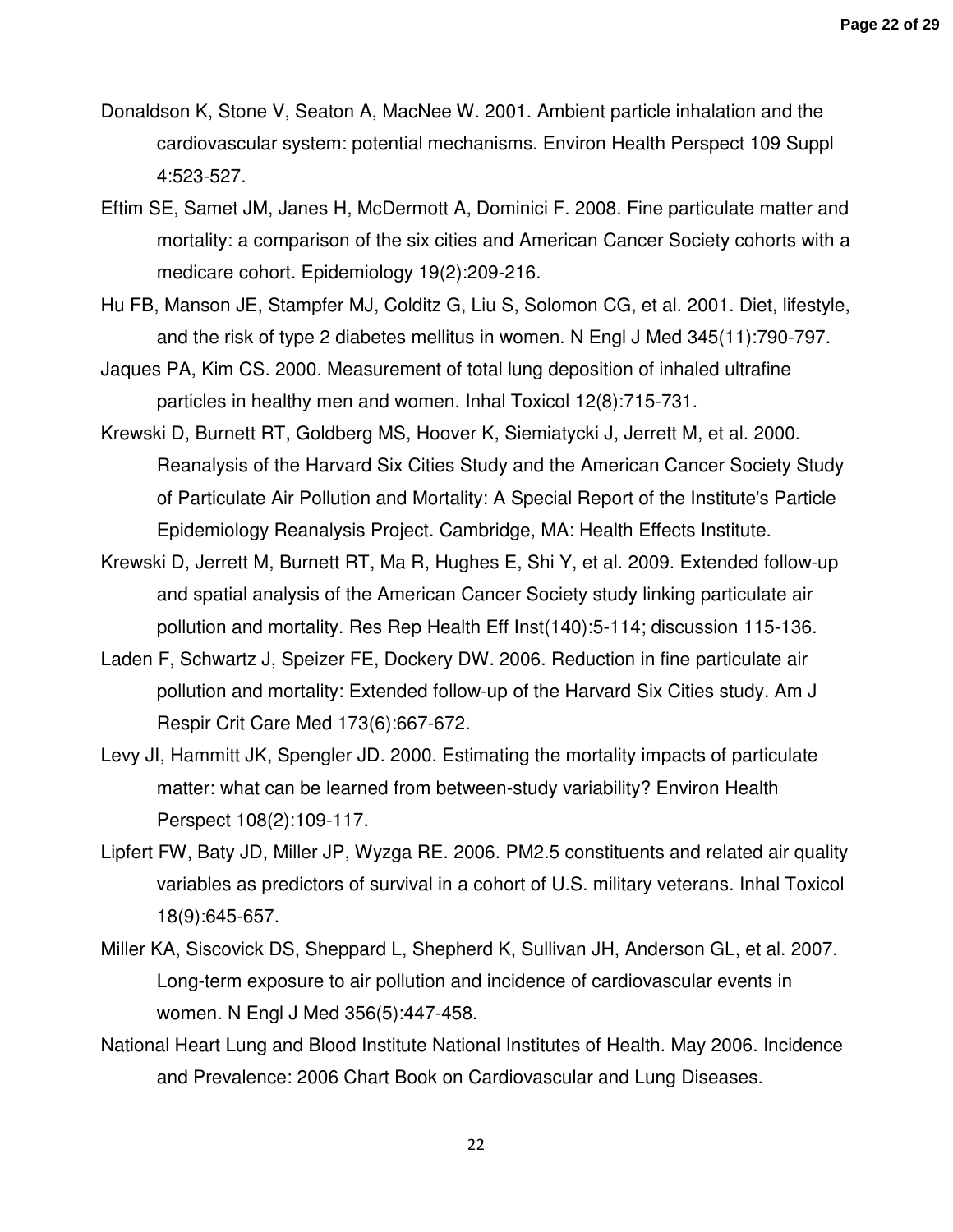Donaldson K, Stone V, Seaton A, MacNee W. 2001. Ambient particle inhalation and the cardiovascular system: potential mechanisms. Environ Health Perspect 109 Suppl 4:523-527.

Eftim SE, Samet JM, Janes H, McDermott A, Dominici F. 2008. Fine particulate matter and mortality: a comparison of the six cities and American Cancer Society cohorts with a medicare cohort. Epidemiology 19(2):209-216.

Hu FB, Manson JE, Stampfer MJ, Colditz G, Liu S, Solomon CG, et al. 2001. Diet, lifestyle, and the risk of type 2 diabetes mellitus in women. N Engl J Med 345(11):790-797.

Jaques PA, Kim CS. 2000. Measurement of total lung deposition of inhaled ultrafine particles in healthy men and women. Inhal Toxicol 12(8):715-731.

Krewski D, Burnett RT, Goldberg MS, Hoover K, Siemiatycki J, Jerrett M, et al. 2000. Reanalysis of the Harvard Six Cities Study and the American Cancer Society Study of Particulate Air Pollution and Mortality: A Special Report of the Institute's Particle Epidemiology Reanalysis Project. Cambridge, MA: Health Effects Institute.

Krewski D, Jerrett M, Burnett RT, Ma R, Hughes E, Shi Y, et al. 2009. Extended follow-up and spatial analysis of the American Cancer Society study linking particulate air pollution and mortality. Res Rep Health Eff Inst(140):5-114; discussion 115-136.

Laden F, Schwartz J, Speizer FE, Dockery DW. 2006. Reduction in fine particulate air pollution and mortality: Extended follow-up of the Harvard Six Cities study. Am J Respir Crit Care Med 173(6):667-672.

Levy JI, Hammitt JK, Spengler JD. 2000. Estimating the mortality impacts of particulate matter: what can be learned from between-study variability? Environ Health Perspect 108(2):109-117.

Lipfert FW, Baty JD, Miller JP, Wyzga RE. 2006. PM2.5 constituents and related air quality variables as predictors of survival in a cohort of U.S. military veterans. Inhal Toxicol 18(9):645-657.

Miller KA, Siscovick DS, Sheppard L, Shepherd K, Sullivan JH, Anderson GL, et al. 2007. Long-term exposure to air pollution and incidence of cardiovascular events in women. N Engl J Med 356(5):447-458.

National Heart Lung and Blood Institute National Institutes of Health. May 2006. Incidence and Prevalence: 2006 Chart Book on Cardiovascular and Lung Diseases.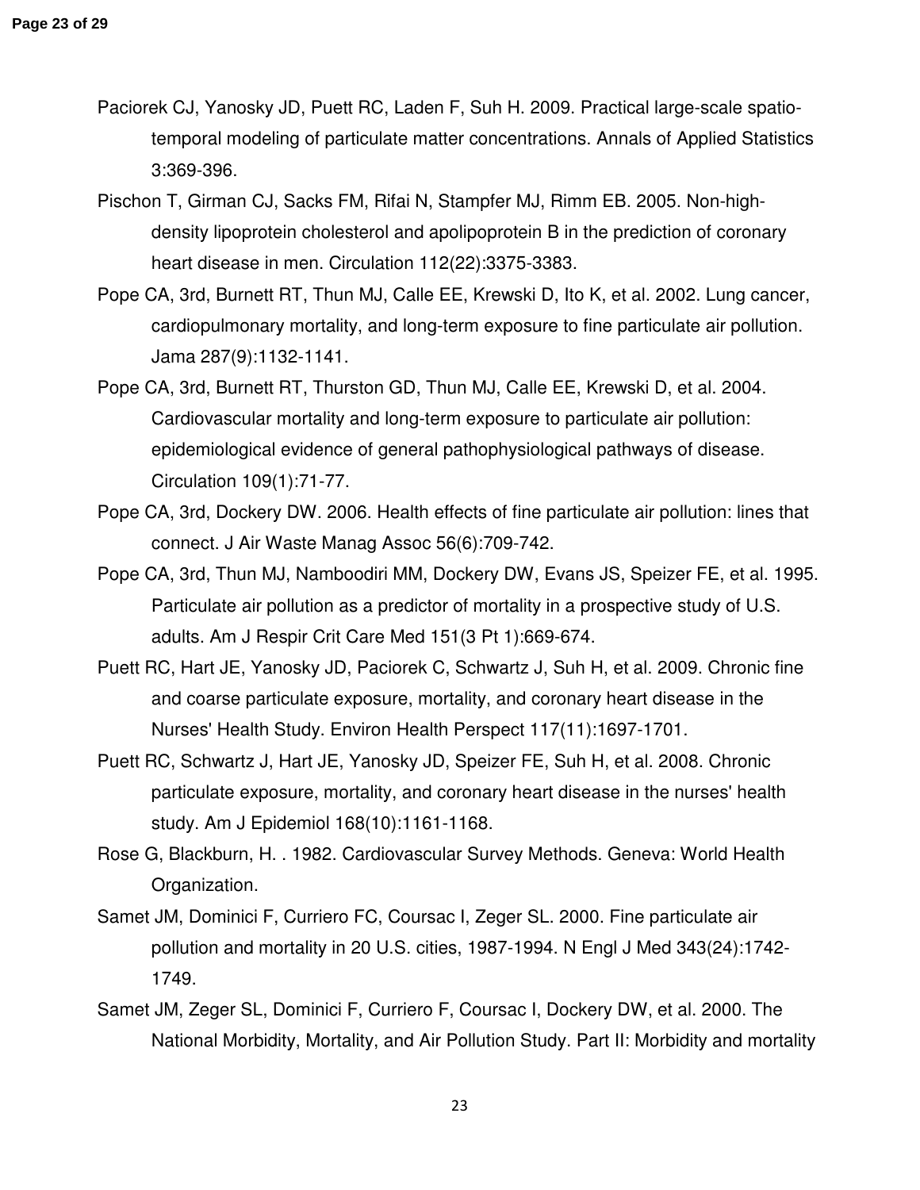Paciorek CJ, Yanosky JD, Puett RC, Laden F, Suh H. 2009. Practical large-scale spatio-temporal modeling of particulate matter concentrations. Annals of Applied Statistics 3:369-396.

Pischon T, Girman CJ, Sacks FM, Rifai N, Stampfer MJ, Rimm EB. 2005. Non-high-density lipoprotein cholesterol and apolipoprotein B in the prediction of coronary heart disease in men. Circulation 112(22):3375-3383.

Pope CA, 3rd, Burnett RT, Thun MJ, Calle EE, Krewski D, Ito K, et al. 2002. Lung cancer, cardiopulmonary mortality, and long-term exposure to fine particulate air pollution. Jama 287(9):1132-1141.

Pope CA, 3rd, Burnett RT, Thurston GD, Thun MJ, Calle EE, Krewski D, et al. 2004. Cardiovascular mortality and long-term exposure to particulate air pollution: epidemiological evidence of general pathophysiological pathways of disease. Circulation 109(1):71-77.

Pope CA, 3rd, Dockery DW. 2006. Health effects of fine particulate air pollution: lines that connect. J Air Waste Manag Assoc 56(6):709-742.

Pope CA, 3rd, Thun MJ, Namboodiri MM, Dockery DW, Evans JS, Speizer FE, et al. 1995. Particulate air pollution as a predictor of mortality in a prospective study of U.S. adults. Am J Respir Crit Care Med 151(3 Pt 1):669-674.

Puett RC, Hart JE, Yanosky JD, Paciorek C, Schwartz J, Suh H, et al. 2009. Chronic fine and coarse particulate exposure, mortality, and coronary heart disease in the Nurses' Health Study. Environ Health Perspect 117(11):1697-1701.

Puett RC, Schwartz J, Hart JE, Yanosky JD, Speizer FE, Suh H, et al. 2008. Chronic particulate exposure, mortality, and coronary heart disease in the nurses' health study. Am J Epidemiol 168(10):1161-1168.

Rose G, Blackburn, H. . 1982. Cardiovascular Survey Methods. Geneva: World Health Organization.

Samet JM, Dominici F, Curriero FC, Coursac I, Zeger SL. 2000. Fine particulate air pollution and mortality in 20 U.S. cities, 1987-1994. N Engl J Med 343(24):1742-1749.

Samet JM, Zeger SL, Dominici F, Curriero F, Coursac I, Dockery DW, et al. 2000. The National Morbidity, Mortality, and Air Pollution Study. Part II: Morbidity and mortality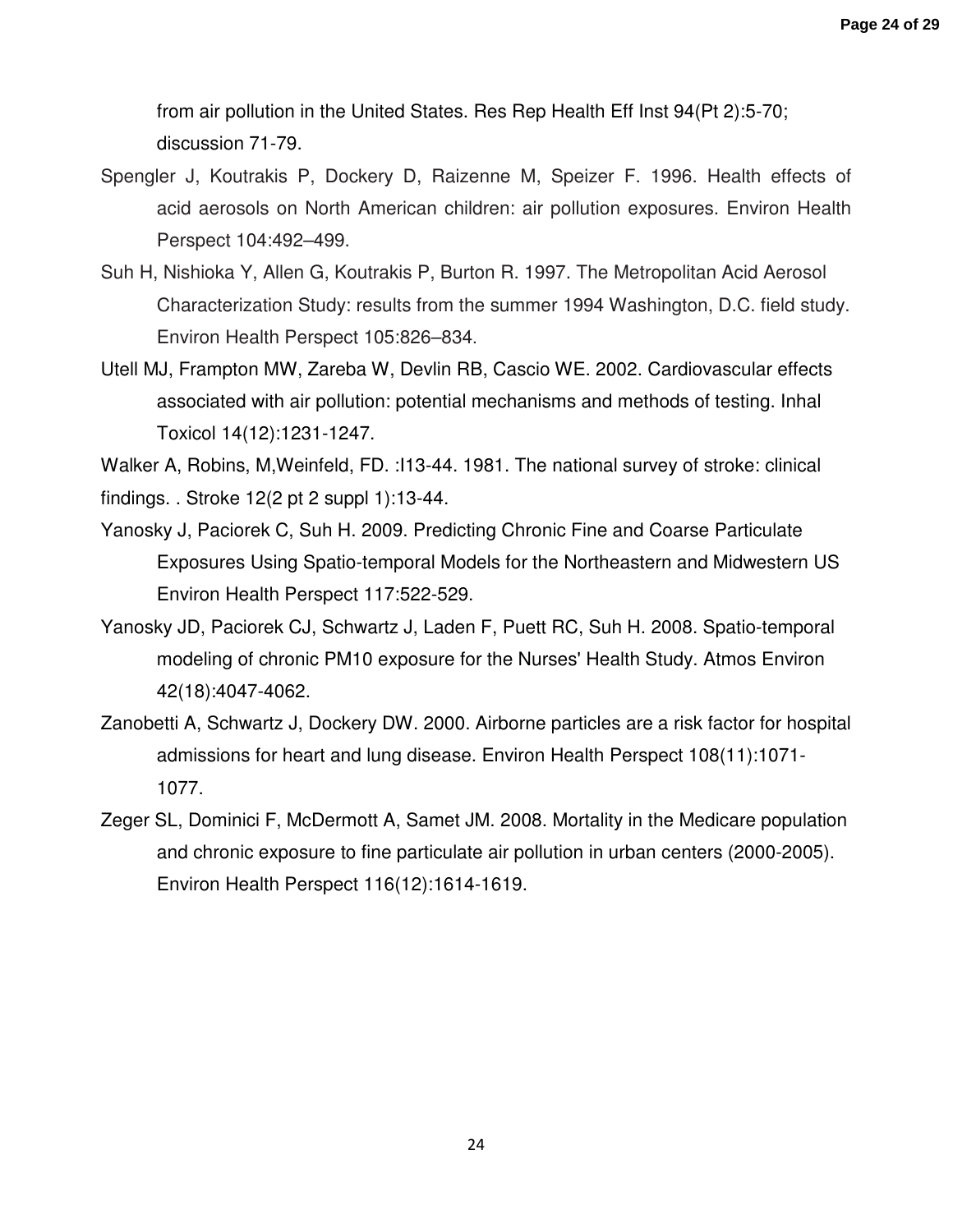from air pollution in the United States. Res Rep Health Eff Inst 94(Pt 2):5-70; discussion 71-79.

Spengler J, Koutrakis P, Dockery D, Raizenne M, Speizer F. 1996. Health effects of acid aerosols on North American children: air pollution exposures. Environ Health Perspect 104:492–499.

Suh H, Nishioka Y, Allen G, Koutrakis P, Burton R. 1997. The Metropolitan Acid Aerosol Characterization Study: results from the summer 1994 Washington, D.C. field study. Environ Health Perspect 105:826–834.

Utell MJ, Frampton MW, Zareba W, Devlin RB, Cascio WE. 2002. Cardiovascular effects associated with air pollution: potential mechanisms and methods of testing. Inhal Toxicol 14(12):1231-1247.

Walker A, Robins, M,Weinfeld, FD. :I13-44. 1981. The national survey of stroke: clinical findings. . Stroke 12(2 pt 2 suppl 1):13-44.

Yanosky J, Paciorek C, Suh H. 2009. Predicting Chronic Fine and Coarse Particulate Exposures Using Spatio-temporal Models for the Northeastern and Midwestern US Environ Health Perspect 117:522-529.

Yanosky JD, Paciorek CJ, Schwartz J, Laden F, Puett RC, Suh H. 2008. Spatio-temporal modeling of chronic PM10 exposure for the Nurses' Health Study. Atmos Environ 42(18):4047-4062.

Zanobetti A, Schwartz J, Dockery DW. 2000. Airborne particles are a risk factor for hospital admissions for heart and lung disease. Environ Health Perspect 108(11):1071-1077.

Zeger SL, Dominici F, McDermott A, Samet JM. 2008. Mortality in the Medicare population and chronic exposure to fine particulate air pollution in urban centers (2000-2005). Environ Health Perspect 116(12):1614-1619.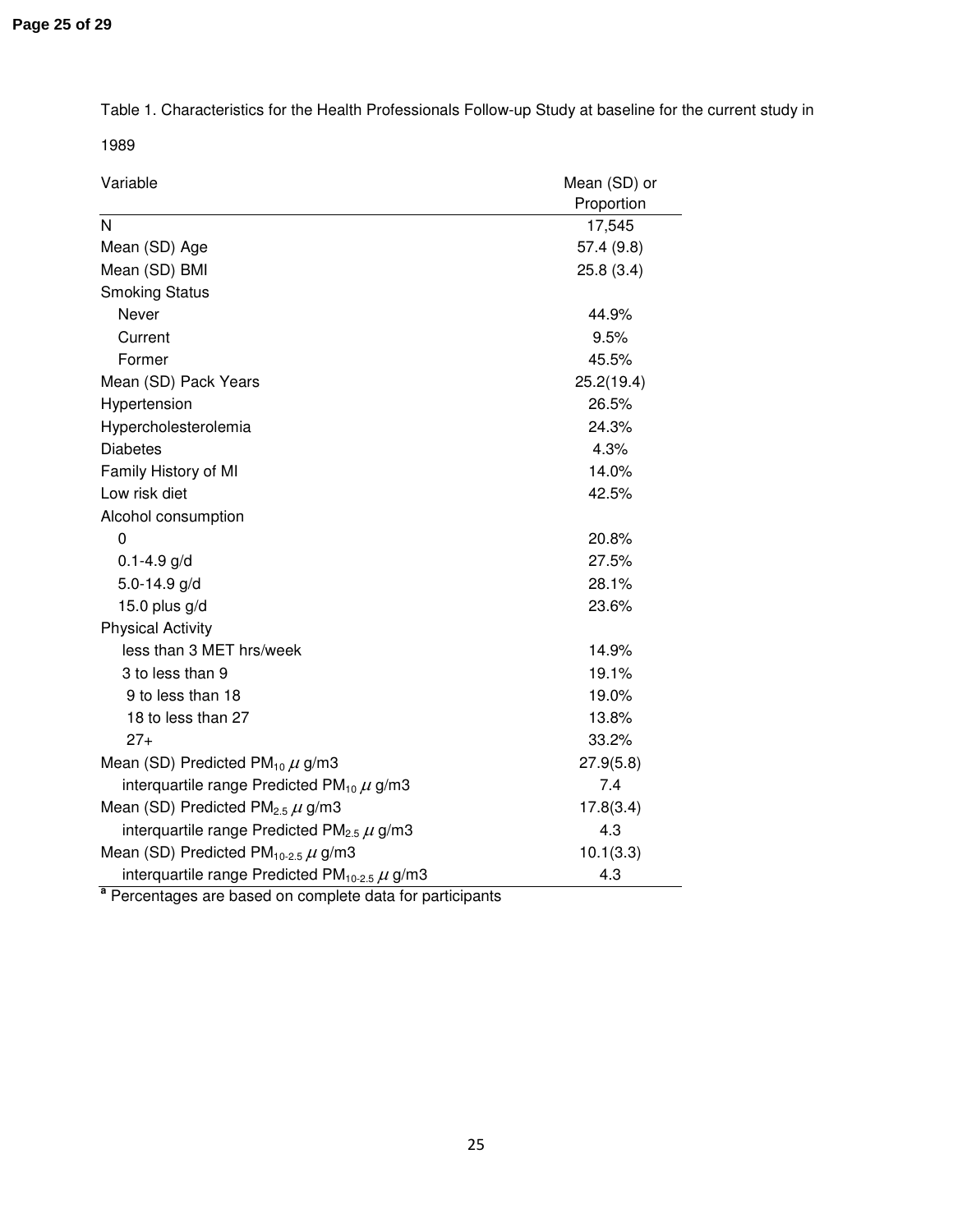Table 1. Characteristics for the Health Professionals Follow-up Study at baseline for the current study in 1989

| Variable | Mean (SD) or Proportion |
|---|---|
| N | 17,545 |
| Mean (SD) Age | 57.4 (9.8) |
| Mean (SD) BMI | 25.8 (3.4) |
| Smoking Status | |
| Never | 44.9% |
| Current | 9.5% |
| Former | 45.5% |
| Mean (SD) Pack Years | 25.2(19.4) |
| Hypertension | 26.5% |
| Hypercholesterolemia | 24.3% |
| Diabetes | 4.3% |
| Family History of MI | 14.0% |
| Low risk diet | 42.5% |
| Alcohol consumption | |
| 0 | 20.8% |
| 0.1-4.9 g/d | 27.5% |
| 5.0-14.9 g/d | 28.1% |
| 15.0 plus g/d | 23.6% |
| Physical Activity | |
| less than 3 MET hrs/week | 14.9% |
| 3 to less than 9 | 19.1% |
| 9 to less than 18 | 19.0% |
| 18 to less than 27 | 13.8% |
| 27+ | 33.2% |
| Mean (SD) Predicted $PM_{10}$ $\mu$ g/m3 | 27.9(5.8) |
| interquartile range Predicted $PM_{10}$ $\mu$ g/m3 | 7.4 |
| Mean (SD) Predicted $PM_{2.5}$ $\mu$ g/m3 | 17.8(3.4) |
| interquartile range Predicted $PM_{2.5}$ $\mu$ g/m3 | 4.3 |
| Mean (SD) Predicted $PM_{10-2.5}$ $\mu$ g/m3 | 10.1(3.3) |
| interquartile range Predicted $PM_{10-2.5}$ $\mu$ g/m3 | 4.3 |

[a] Percentages are based on complete data for participants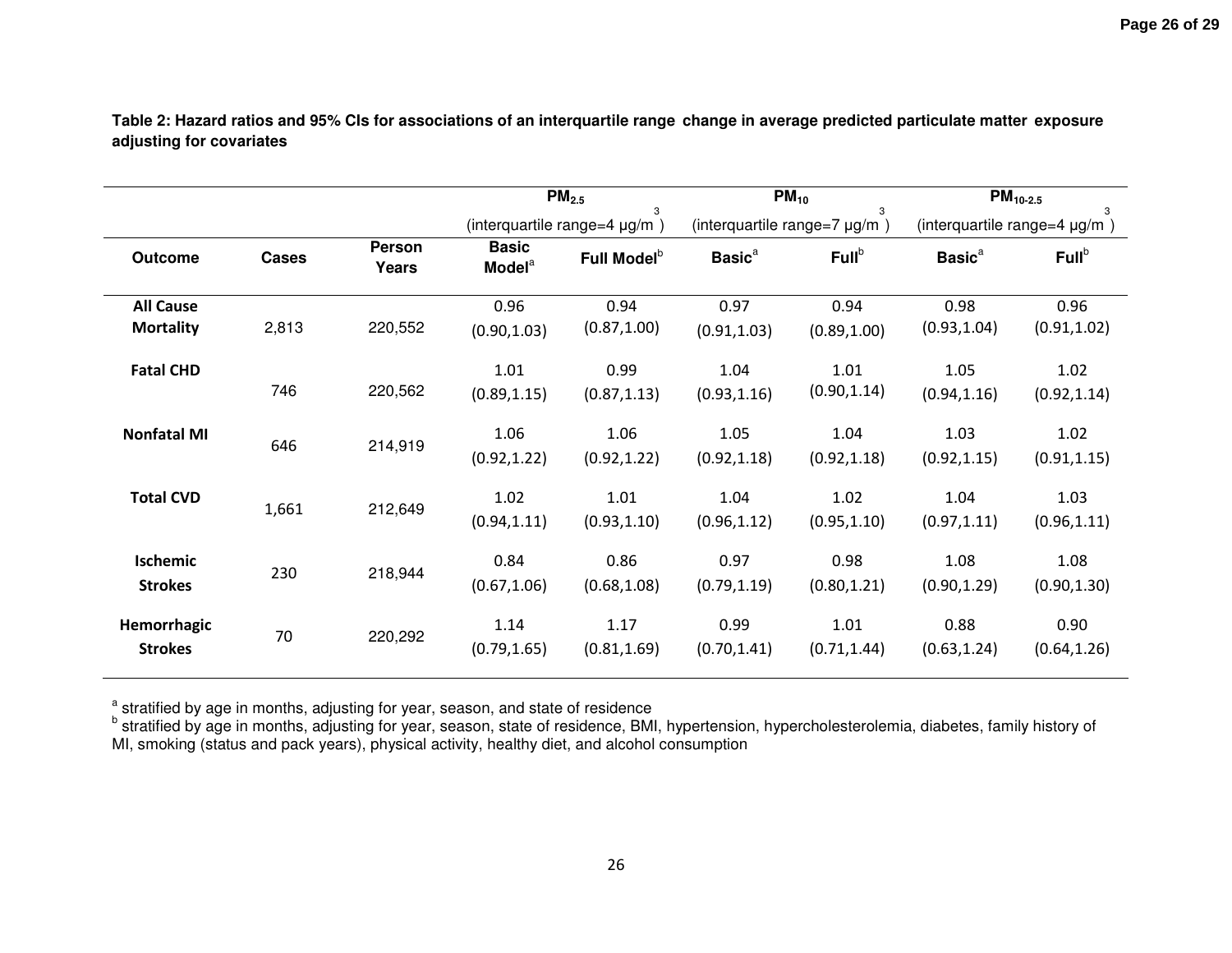**Table 2: Hazard ratios and 95% CIs for associations of an interquartile range change in average predicted particulate matter exposure adjusting for covariates**

| | | | $PM_{2.5}$ (interquartile range=4 μg/m$^3$) | | $PM_{10}$ (interquartile range=7 μg/m$^3$) | | $PM_{10-2.5}$ (interquartile range=4 μg/m$^3$) | |
|---|---|---|---|---|---|---|---|---|
| **Outcome** | **Cases** | **Person Years** | **Basic Model**[a] | **Full Model**[b] | **Basic**[a] | **Full**[b] | **Basic**[a] | **Full**[b] |
| **All Cause Mortality** | 2,813 | 220,552 | 0.96 (0.90,1.03) | 0.94 (0.87,1.00) | 0.97 (0.91,1.03) | 0.94 (0.89,1.00) | 0.98 (0.93,1.04) | 0.96 (0.91,1.02) |
| **Fatal CHD** | 746 | 220,562 | 1.01 (0.89,1.15) | 0.99 (0.87,1.13) | 1.04 (0.93,1.16) | 1.01 (0.90,1.14) | 1.05 (0.94,1.16) | 1.02 (0.92,1.14) |
| **Nonfatal MI** | 646 | 214,919 | 1.06 (0.92,1.22) | 1.06 (0.92,1.22) | 1.05 (0.92,1.18) | 1.04 (0.92,1.18) | 1.03 (0.92,1.15) | 1.02 (0.91,1.15) |
| **Total CVD** | 1,661 | 212,649 | 1.02 (0.94,1.11) | 1.01 (0.93,1.10) | 1.04 (0.96,1.12) | 1.02 (0.95,1.10) | 1.04 (0.97,1.11) | 1.03 (0.96,1.11) |
| **Ischemic Strokes** | 230 | 218,944 | 0.84 (0.67,1.06) | 0.86 (0.68,1.08) | 0.97 (0.79,1.19) | 0.98 (0.80,1.21) | 1.08 (0.90,1.29) | 1.08 (0.90,1.30) |
| **Hemorrhagic Strokes** | 70 | 220,292 | 1.14 (0.79,1.65) | 1.17 (0.81,1.69) | 0.99 (0.70,1.41) | 1.01 (0.71,1.44) | 0.88 (0.63,1.24) | 0.90 (0.64,1.26) |

[a] stratified by age in months, adjusting for year, season, and state of residence

[b] stratified by age in months, adjusting for year, season, state of residence, BMI, hypertension, hypercholesterolemia, diabetes, family history of MI, smoking (status and pack years), physical activity, healthy diet, and alcohol consumption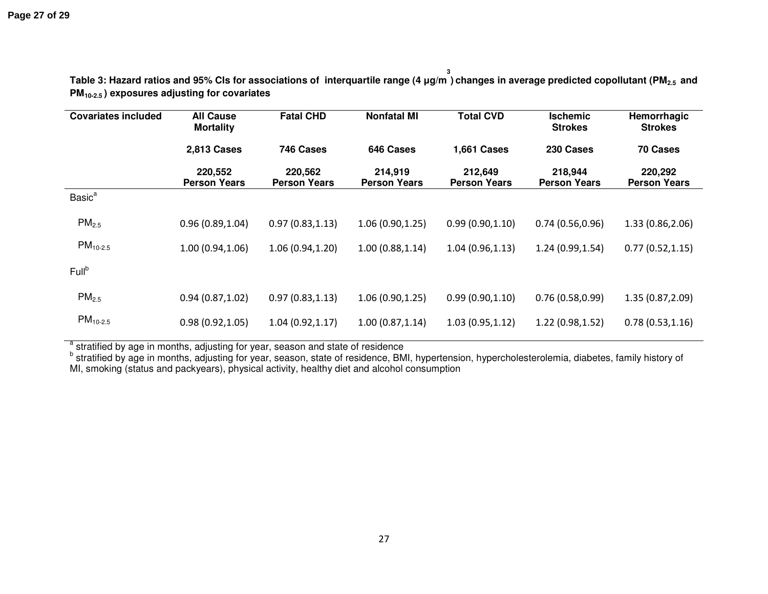**Table 3: Hazard ratios and 95% CIs for associations of interquartile range (4 μg/m$^3$) changes in average predicted copollutant ($PM_{2.5}$ and $PM_{10-2.5}$) exposures adjusting for covariates**

| Covariates included | All Cause Mortality | Fatal CHD | Nonfatal MI | Total CVD | Ischemic Strokes | Hemorrhagic Strokes |
|---|---|---|---|---|---|---|
| | 2,813 Cases | 746 Cases | 646 Cases | 1,661 Cases | 230 Cases | 70 Cases |
| | 220,552 Person Years | 220,562 Person Years | 214,919 Person Years | 212,649 Person Years | 218,944 Person Years | 220,292 Person Years |
| Basic[a] | | | | | | |
| $PM_{2.5}$ | 0.96 (0.89,1.04) | 0.97 (0.83,1.13) | 1.06 (0.90,1.25) | 0.99 (0.90,1.10) | 0.74 (0.56,0.96) | 1.33 (0.86,2.06) |
| $PM_{10-2.5}$ | 1.00 (0.94,1.06) | 1.06 (0.94,1.20) | 1.00 (0.88,1.14) | 1.04 (0.96,1.13) | 1.24 (0.99,1.54) | 0.77 (0.52,1.15) |
| Full[b] | | | | | | |
| $PM_{2.5}$ | 0.94 (0.87,1.02) | 0.97 (0.83,1.13) | 1.06 (0.90,1.25) | 0.99 (0.90,1.10) | 0.76 (0.58,0.99) | 1.35 (0.87,2.09) |
| $PM_{10-2.5}$ | 0.98 (0.92,1.05) | 1.04 (0.92,1.17) | 1.00 (0.87,1.14) | 1.03 (0.95,1.12) | 1.22 (0.98,1.52) | 0.78 (0.53,1.16) |

[a] stratified by age in months, adjusting for year, season and state of residence
[b] stratified by age in months, adjusting for year, season, state of residence, BMI, hypertension, hypercholesterolemia, diabetes, family history of MI, smoking (status and packyears), physical activity, healthy diet and alcohol consumption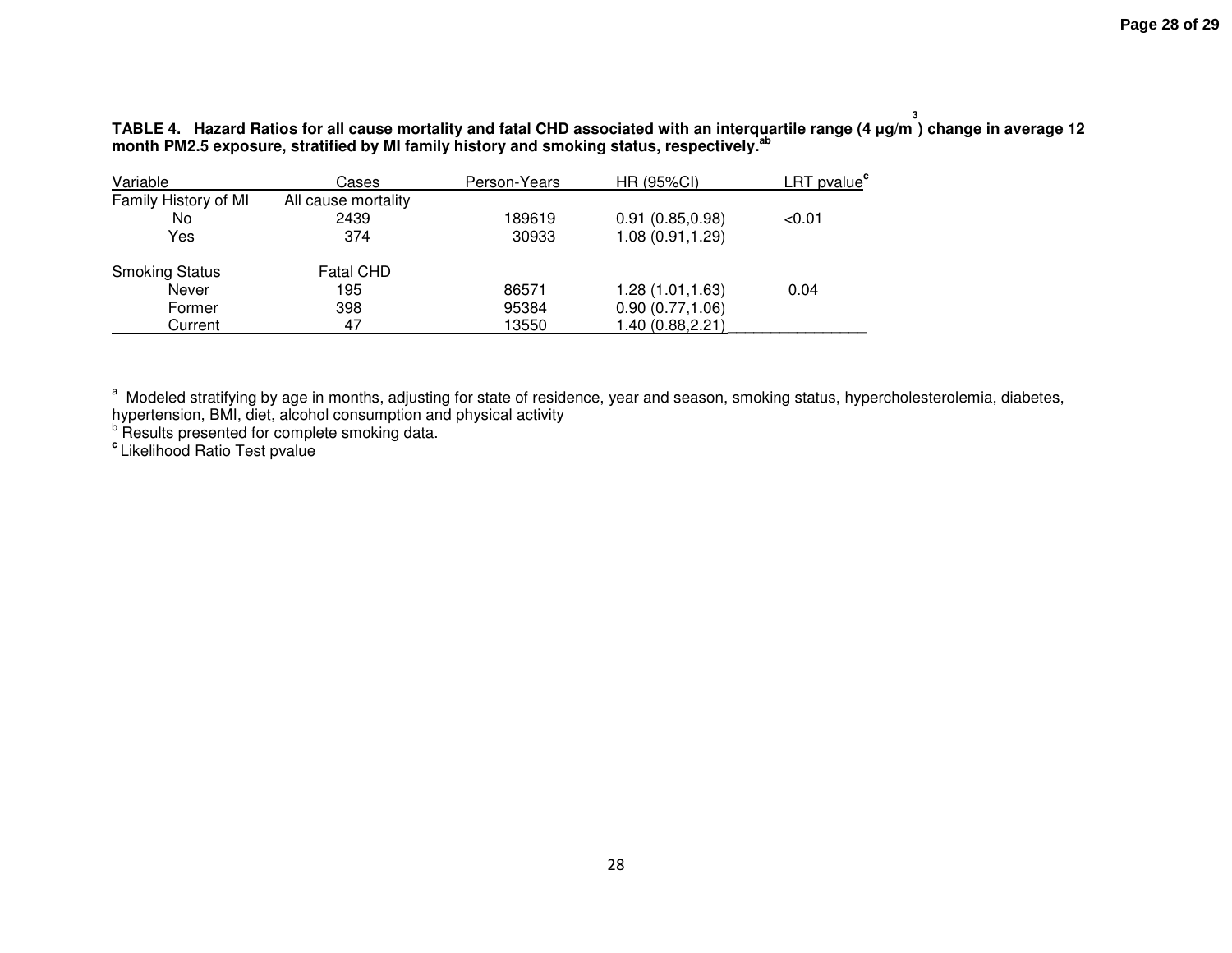**TABLE 4. Hazard Ratios for all cause mortality and fatal CHD associated with an interquartile range (4 μg/m$^3$) change in average 12 month PM2.5 exposure, stratified by MI family history and smoking status, respectively.[ab]**

| Variable | Cases | Person-Years | HR (95%CI) | LRT pvalue[c] |
|---|---|---|---|---|
| Family History of MI | All cause mortality | | | |
| No | 2439 | 189619 | 0.91 (0.85,0.98) | <0.01 |
| Yes | 374 | 30933 | 1.08 (0.91,1.29) | |
| Smoking Status | Fatal CHD | | | |
| Never | 195 | 86571 | 1.28 (1.01,1.63) | 0.04 |
| Former | 398 | 95384 | 0.90 (0.77,1.06) | |
| Current | 47 | 13550 | 1.40 (0.88,2.21) | |

[a] Modeled stratifying by age in months, adjusting for state of residence, year and season, smoking status, hypercholesterolemia, diabetes, hypertension, BMI, diet, alcohol consumption and physical activity

[b] Results presented for complete smoking data.

[c] Likelihood Ratio Test pvalue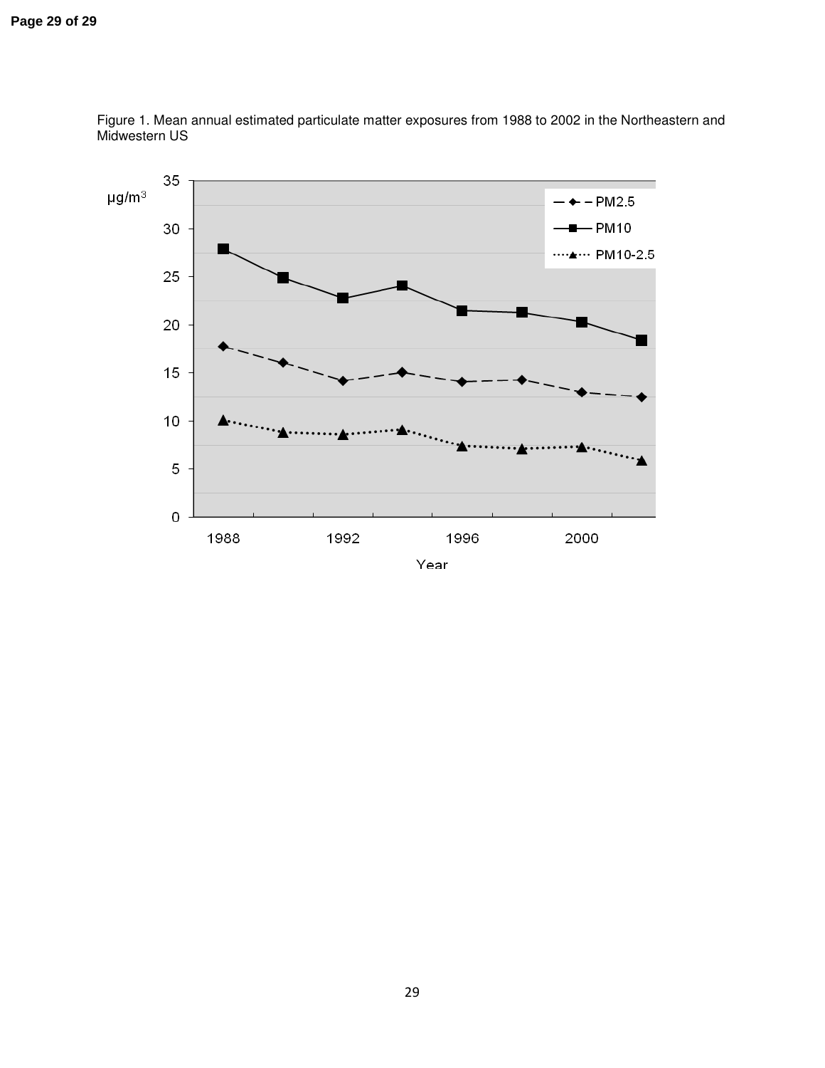Figure 1. Mean annual estimated particulate matter exposures from 1988 to 2002 in the Northeastern and Midwestern US

μg/m³

35
30
25
20
15
10
5
0

PM2.5
PM10
PM10-2.5

1988
1992
1996
2000

Year